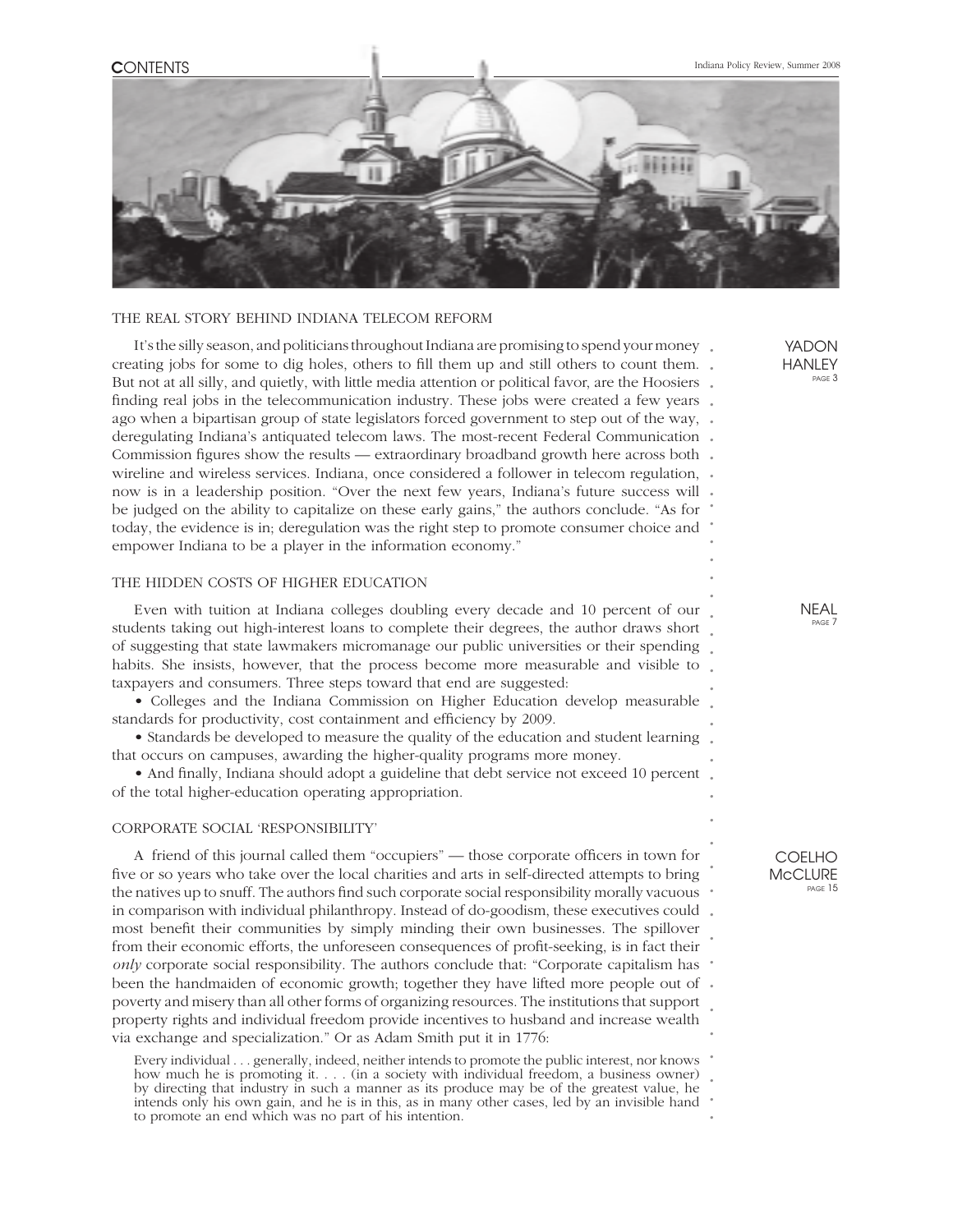# CONTENTS

## THE REAL STORY BEHIND INDIANA TELECOM REFORM

YADON
HANLEY
PAGE 3

It's the silly season, and politicians throughout Indiana are promising to spend your money creating jobs for some to dig holes, others to fill them up and still others to count them. But not at all silly, and quietly, with little media attention or political favor, are the Hoosiers finding real jobs in the telecommunication industry. These jobs were created a few years ago when a bipartisan group of state legislators forced government to step out of the way, deregulating Indiana's antiquated telecom laws. The most-recent Federal Communication Commission figures show the results — extraordinary broadband growth here across both wireline and wireless services. Indiana, once considered a follower in telecom regulation, now is in a leadership position. "Over the next few years, Indiana's future success will be judged on the ability to capitalize on these early gains," the authors conclude. "As for today, the evidence is in; deregulation was the right step to promote consumer choice and empower Indiana to be a player in the information economy."

## THE HIDDEN COSTS OF HIGHER EDUCATION

NEAL
PAGE 7

Even with tuition at Indiana colleges doubling every decade and 10 percent of our students taking out high-interest loans to complete their degrees, the author draws short of suggesting that state lawmakers micromanage our public universities or their spending habits. She insists, however, that the process become more measurable and visible to taxpayers and consumers. Three steps toward that end are suggested:

- Colleges and the Indiana Commission on Higher Education develop measurable standards for productivity, cost containment and efficiency by 2009.
- Standards be developed to measure the quality of the education and student learning that occurs on campuses, awarding the higher-quality programs more money.
- And finally, Indiana should adopt a guideline that debt service not exceed 10 percent of the total higher-education operating appropriation.

## CORPORATE SOCIAL 'RESPONSIBILITY'

COELHO
McCLURE
PAGE 15

A friend of this journal called them "occupiers" — those corporate officers in town for five or so years who take over the local charities and arts in self-directed attempts to bring the natives up to snuff. The authors find such corporate social responsibility morally vacuous in comparison with individual philanthropy. Instead of do-goodism, these executives could most benefit their communities by simply minding their own businesses. The spillover from their economic efforts, the unforeseen consequences of profit-seeking, is in fact their *only* corporate social responsibility. The authors conclude that: "Corporate capitalism has been the handmaiden of economic growth; together they have lifted more people out of poverty and misery than all other forms of organizing resources. The institutions that support property rights and individual freedom provide incentives to husband and increase wealth via exchange and specialization." Or as Adam Smith put it in 1776:

> Every individual . . . generally, indeed, neither intends to promote the public interest, nor knows how much he is promoting it. . . . (in a society with individual freedom, a business owner) by directing that industry in such a manner as its produce may be of the greatest value, he intends only his own gain, and he is in this, as in many other cases, led by an invisible hand to promote an end which was no part of his intention.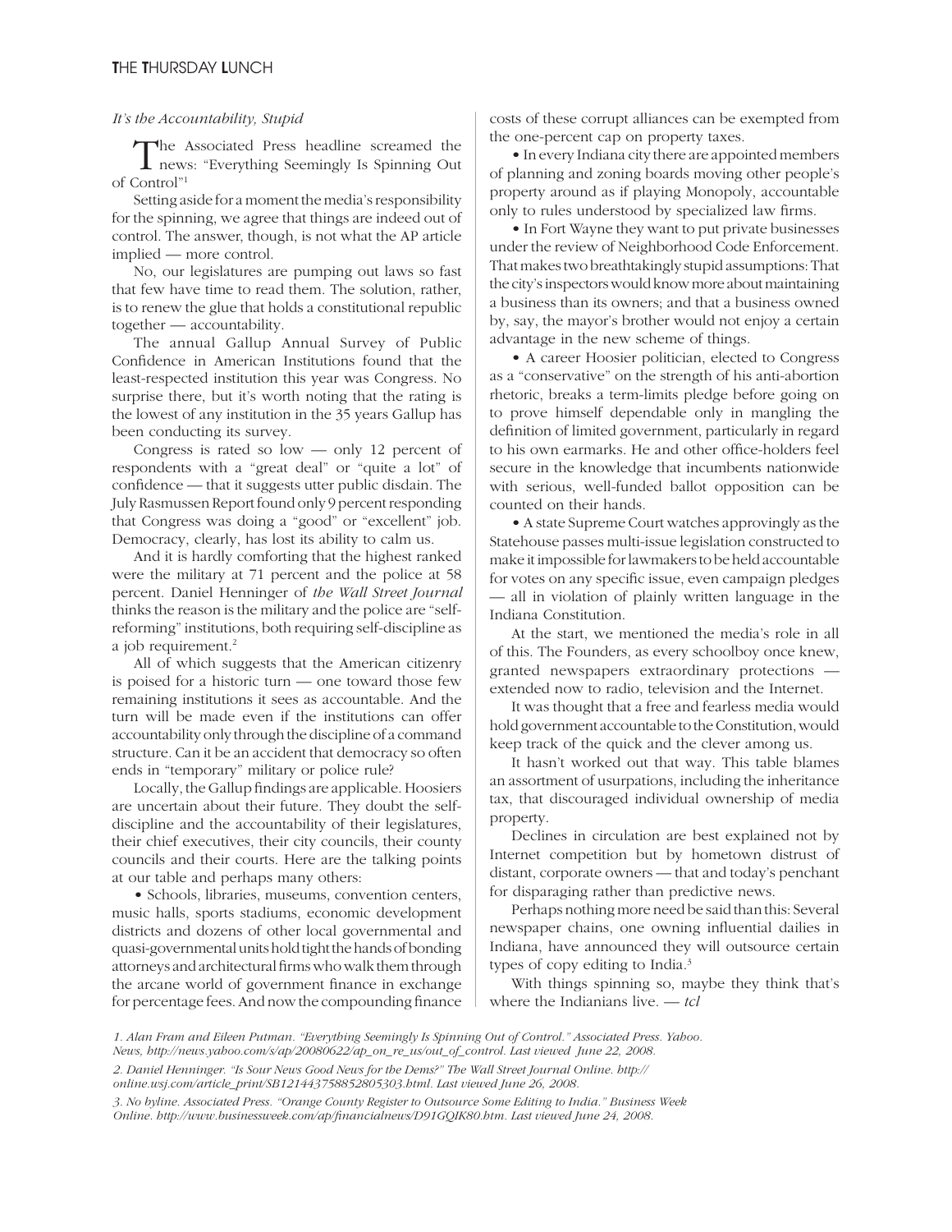*It's the Accountability, Stupid*

The Associated Press headline screamed the news: "Everything Seemingly Is Spinning Out of Control"[1]

Setting aside for a moment the media's responsibility for the spinning, we agree that things are indeed out of control. The answer, though, is not what the AP article implied — more control.

No, our legislatures are pumping out laws so fast that few have time to read them. The solution, rather, is to renew the glue that holds a constitutional republic together — accountability.

The annual Gallup Annual Survey of Public Confidence in American Institutions found that the least-respected institution this year was Congress. No surprise there, but it's worth noting that the rating is the lowest of any institution in the 35 years Gallup has been conducting its survey.

Congress is rated so low — only 12 percent of respondents with a "great deal" or "quite a lot" of confidence — that it suggests utter public disdain. The July Rasmussen Report found only 9 percent responding that Congress was doing a "good" or "excellent" job. Democracy, clearly, has lost its ability to calm us.

And it is hardly comforting that the highest ranked were the military at 71 percent and the police at 58 percent. Daniel Henninger of *the Wall Street Journal* thinks the reason is the military and the police are "self-reforming" institutions, both requiring self-discipline as a job requirement.[2]

All of which suggests that the American citizenry is poised for a historic turn — one toward those few remaining institutions it sees as accountable. And the turn will be made even if the institutions can offer accountability only through the discipline of a command structure. Can it be an accident that democracy so often ends in "temporary" military or police rule?

Locally, the Gallup findings are applicable. Hoosiers are uncertain about their future. They doubt the self-discipline and the accountability of their legislatures, their chief executives, their city councils, their county councils and their courts. Here are the talking points at our table and perhaps many others:

- Schools, libraries, museums, convention centers, music halls, sports stadiums, economic development districts and dozens of other local governmental and quasi-governmental units hold tight the hands of bonding attorneys and architectural firms who walk them through the arcane world of government finance in exchange for percentage fees. And now the compounding finance costs of these corrupt alliances can be exempted from the one-percent cap on property taxes.
- In every Indiana city there are appointed members of planning and zoning boards moving other people's property around as if playing Monopoly, accountable only to rules understood by specialized law firms.
- In Fort Wayne they want to put private businesses under the review of Neighborhood Code Enforcement. That makes two breathtakingly stupid assumptions: That the city's inspectors would know more about maintaining a business than its owners; and that a business owned by, say, the mayor's brother would not enjoy a certain advantage in the new scheme of things.
- A career Hoosier politician, elected to Congress as a "conservative" on the strength of his anti-abortion rhetoric, breaks a term-limits pledge before going on to prove himself dependable only in mangling the definition of limited government, particularly in regard to his own earmarks. He and other office-holders feel secure in the knowledge that incumbents nationwide with serious, well-funded ballot opposition can be counted on their hands.
- A state Supreme Court watches approvingly as the Statehouse passes multi-issue legislation constructed to make it impossible for lawmakers to be held accountable for votes on any specific issue, even campaign pledges — all in violation of plainly written language in the Indiana Constitution.

At the start, we mentioned the media's role in all of this. The Founders, as every schoolboy once knew, granted newspapers extraordinary protections — extended now to radio, television and the Internet.

It was thought that a free and fearless media would hold government accountable to the Constitution, would keep track of the quick and the clever among us.

It hasn't worked out that way. This table blames an assortment of usurpations, including the inheritance tax, that discouraged individual ownership of media property.

Declines in circulation are best explained not by Internet competition but by hometown distrust of distant, corporate owners — that and today's penchant for disparaging rather than predictive news.

Perhaps nothing more need be said than this: Several newspaper chains, one owning influential dailies in Indiana, have announced they will outsource certain types of copy editing to India.[3]

With things spinning so, maybe they think that's where the Indianians live. — *tcl*

*1. Alan Fram and Eileen Putman. "Everything Seemingly Is Spinning Out of Control." Associated Press. Yahoo. News, http://news.yahoo.com/s/ap/20080622/ap_on_re_us/out_of_control. Last viewed June 22, 2008.*

*2. Daniel Henninger. "Is Sour News Good News for the Dems?" The Wall Street Journal Online. http://online.wsj.com/article_print/SB121443758852805303.html. Last viewed June 26, 2008.*

*3. No byline. Associated Press. "Orange County Register to Outsource Some Editing to India." Business Week Online. http://www.businessweek.com/ap/financialnews/D91GQIK80.htm. Last viewed June 24, 2008.*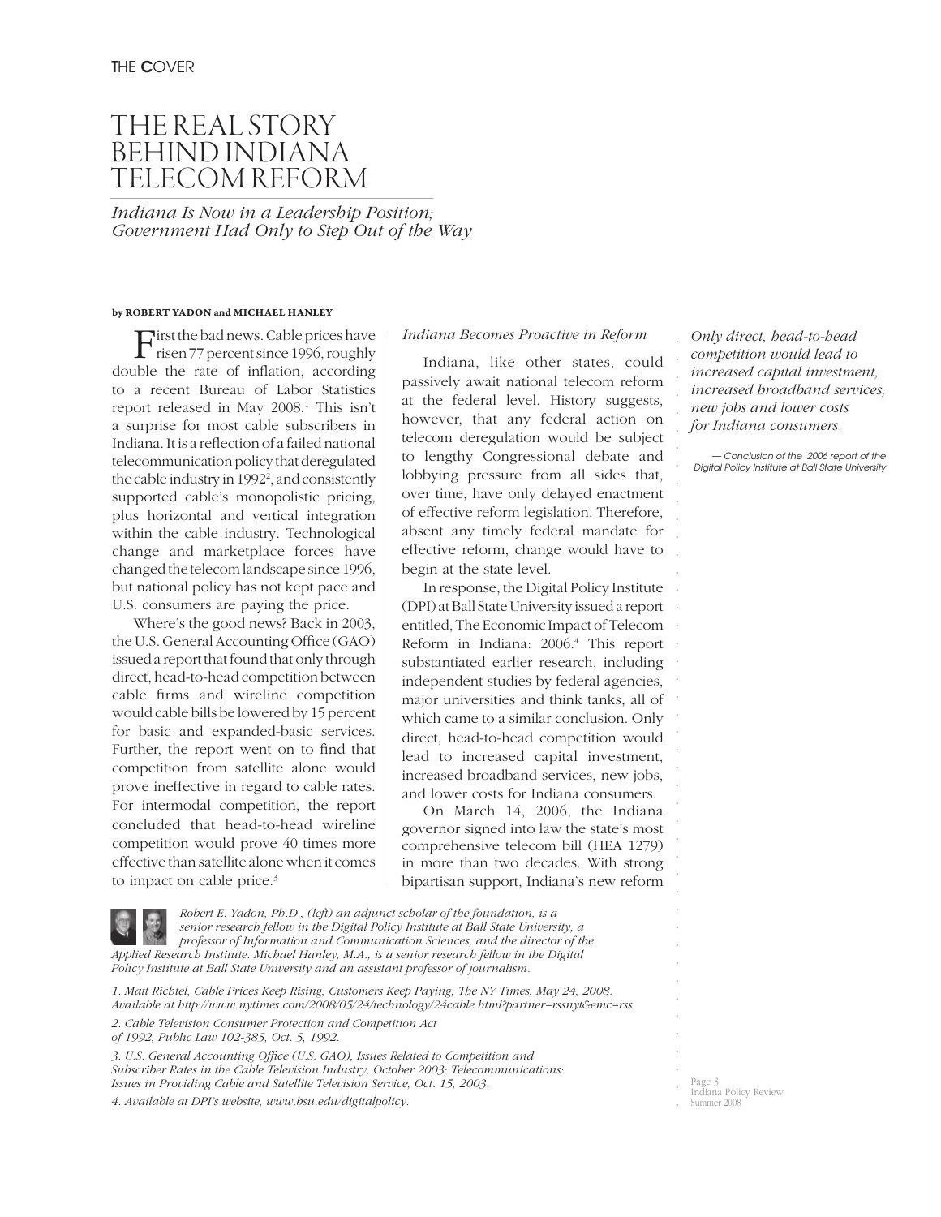# THE REAL STORY BEHIND INDIANA TELECOM REFORM

*Indiana Is Now in a Leadership Position; Government Had Only to Step Out of the Way*

**by ROBERT YADON and MICHAEL HANLEY**

First the bad news. Cable prices have risen 77 percent since 1996, roughly double the rate of inflation, according to a recent Bureau of Labor Statistics report released in May 2008.[1] This isn't a surprise for most cable subscribers in Indiana. It is a reflection of a failed national telecommunication policy that deregulated the cable industry in 1992[2], and consistently supported cable's monopolistic pricing, plus horizontal and vertical integration within the cable industry. Technological change and marketplace forces have changed the telecom landscape since 1996, but national policy has not kept pace and U.S. consumers are paying the price.

Where's the good news? Back in 2003, the U.S. General Accounting Office (GAO) issued a report that found that only through direct, head-to-head competition between cable firms and wireline competition would cable bills be lowered by 15 percent for basic and expanded-basic services. Further, the report went on to find that competition from satellite alone would prove ineffective in regard to cable rates. For intermodal competition, the report concluded that head-to-head wireline competition would prove 40 times more effective than satellite alone when it comes to impact on cable price.[3]

*Indiana Becomes Proactive in Reform*

Indiana, like other states, could passively await national telecom reform at the federal level. History suggests, however, that any federal action on telecom deregulation would be subject to lengthy Congressional debate and lobbying pressure from all sides that, over time, have only delayed enactment of effective reform legislation. Therefore, absent any timely federal mandate for effective reform, change would have to begin at the state level.

In response, the Digital Policy Institute (DPI) at Ball State University issued a report entitled, The Economic Impact of Telecom Reform in Indiana: 2006.[4] This report substantiated earlier research, including independent studies by federal agencies, major universities and think tanks, all of which came to a similar conclusion. Only direct, head-to-head competition would lead to increased capital investment, increased broadband services, new jobs, and lower costs for Indiana consumers.

On March 14, 2006, the Indiana governor signed into law the state's most comprehensive telecom bill (HEA 1279) in more than two decades. With strong bipartisan support, Indiana's new reform

> *Only direct, head-to-head competition would lead to increased capital investment, increased broadband services, new jobs and lower costs for Indiana consumers.*
>
> — Conclusion of the 2006 report of the Digital Policy Institute at Ball State University

*Robert E. Yadon, Ph.D., (left) an adjunct scholar of the foundation, is a senior research fellow in the Digital Policy Institute at Ball State University, a professor of Information and Communication Sciences, and the director of the Applied Research Institute. Michael Hanley, M.A., is a senior research fellow in the Digital Policy Institute at Ball State University and an assistant professor of journalism.*

*1. Matt Richtel, Cable Prices Keep Rising; Customers Keep Paying, The NY Times, May 24, 2008. Available at http://www.nytimes.com/2008/05/24/technology/24cable.html?partner=rssnyt&emc=rss.*

*2. Cable Television Consumer Protection and Competition Act of 1992, Public Law 102-385, Oct. 5, 1992.*

*3. U.S. General Accounting Office (U.S. GAO), Issues Related to Competition and Subscriber Rates in the Cable Television Industry, October 2003; Telecommunications: Issues in Providing Cable and Satellite Television Service, Oct. 15, 2003.*

*4. Available at DPI's website, www.bsu.edu/digitalpolicy.*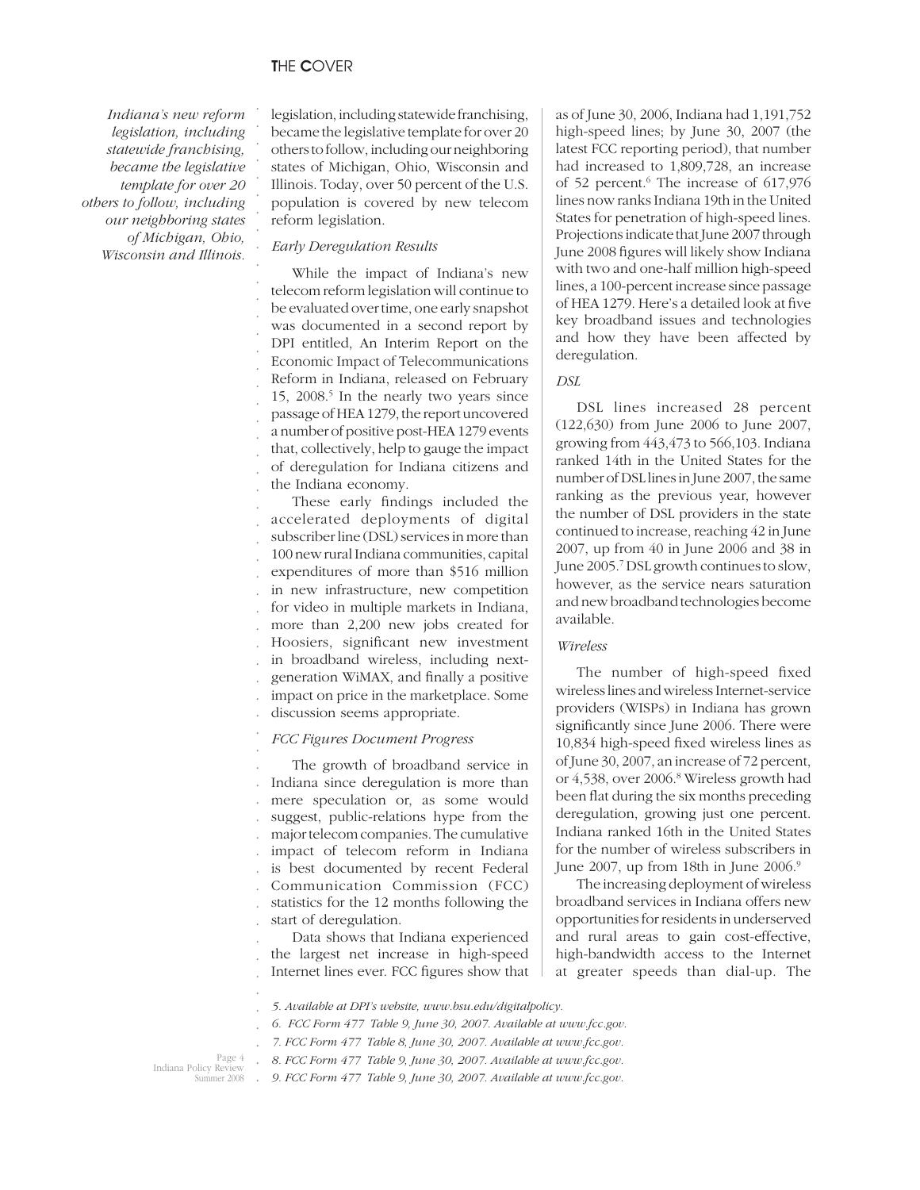*Indiana's new reform legislation, including statewide franchising, became the legislative template for over 20 others to follow, including our neighboring states of Michigan, Ohio, Wisconsin and Illinois.*

legislation, including statewide franchising, became the legislative template for over 20 others to follow, including our neighboring states of Michigan, Ohio, Wisconsin and Illinois. Today, over 50 percent of the U.S. population is covered by new telecom reform legislation.

*Early Deregulation Results*

While the impact of Indiana's new telecom reform legislation will continue to be evaluated over time, one early snapshot was documented in a second report by DPI entitled, An Interim Report on the Economic Impact of Telecommunications Reform in Indiana, released on February 15, 2008.[5] In the nearly two years since passage of HEA 1279, the report uncovered a number of positive post-HEA 1279 events that, collectively, help to gauge the impact of deregulation for Indiana citizens and the Indiana economy.

These early findings included the accelerated deployments of digital subscriber line (DSL) services in more than 100 new rural Indiana communities, capital expenditures of more than $516 million in new infrastructure, new competition for video in multiple markets in Indiana, more than 2,200 new jobs created for Hoosiers, significant new investment in broadband wireless, including next-generation WiMAX, and finally a positive impact on price in the marketplace. Some discussion seems appropriate.

*FCC Figures Document Progress*

The growth of broadband service in Indiana since deregulation is more than mere speculation or, as some would suggest, public-relations hype from the major telecom companies. The cumulative impact of telecom reform in Indiana is best documented by recent Federal Communication Commission (FCC) statistics for the 12 months following the start of deregulation.

Data shows that Indiana experienced the largest net increase in high-speed Internet lines ever. FCC figures show that as of June 30, 2006, Indiana had 1,191,752 high-speed lines; by June 30, 2007 (the latest FCC reporting period), that number had increased to 1,809,728, an increase of 52 percent.[6] The increase of 617,976 lines now ranks Indiana 19th in the United States for penetration of high-speed lines. Projections indicate that June 2007 through June 2008 figures will likely show Indiana with two and one-half million high-speed lines, a 100-percent increase since passage of HEA 1279. Here's a detailed look at five key broadband issues and technologies and how they have been affected by deregulation.

*DSL*

DSL lines increased 28 percent (122,630) from June 2006 to June 2007, growing from 443,473 to 566,103. Indiana ranked 14th in the United States for the number of DSL lines in June 2007, the same ranking as the previous year, however the number of DSL providers in the state continued to increase, reaching 42 in June 2007, up from 40 in June 2006 and 38 in June 2005.[7] DSL growth continues to slow, however, as the service nears saturation and new broadband technologies become available.

*Wireless*

The number of high-speed fixed wireless lines and wireless Internet-service providers (WISPs) in Indiana has grown significantly since June 2006. There were 10,834 high-speed fixed wireless lines as of June 30, 2007, an increase of 72 percent, or 4,538, over 2006.[8] Wireless growth had been flat during the six months preceding deregulation, growing just one percent. Indiana ranked 16th in the United States for the number of wireless subscribers in June 2007, up from 18th in June 2006.[9]

The increasing deployment of wireless broadband services in Indiana offers new opportunities for residents in underserved and rural areas to gain cost-effective, high-bandwidth access to the Internet at greater speeds than dial-up. The

*5. Available at DPI's website, www.bsu.edu/digitalpolicy.*

*6. FCC Form 477 Table 9, June 30, 2007. Available at www.fcc.gov.*

*7. FCC Form 477 Table 8, June 30, 2007. Available at www.fcc.gov.*

*8. FCC Form 477 Table 9, June 30, 2007. Available at www.fcc.gov.*

*9. FCC Form 477 Table 9, June 30, 2007. Available at www.fcc.gov.*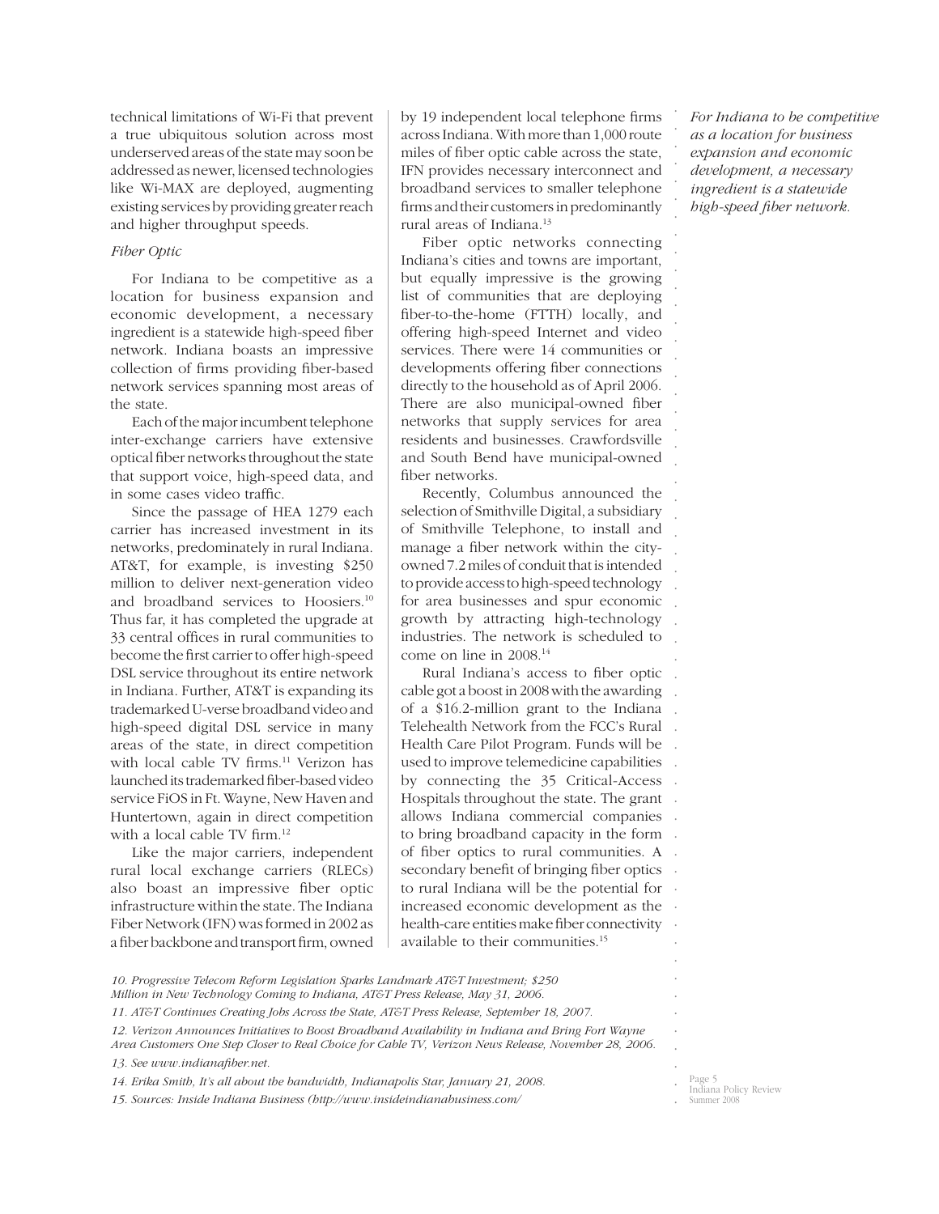technical limitations of Wi-Fi that prevent a true ubiquitous solution across most underserved areas of the state may soon be addressed as newer, licensed technologies like Wi-MAX are deployed, augmenting existing services by providing greater reach and higher throughput speeds.

*Fiber Optic*

For Indiana to be competitive as a location for business expansion and economic development, a necessary ingredient is a statewide high-speed fiber network. Indiana boasts an impressive collection of firms providing fiber-based network services spanning most areas of the state.

Each of the major incumbent telephone inter-exchange carriers have extensive optical fiber networks throughout the state that support voice, high-speed data, and in some cases video traffic.

Since the passage of HEA 1279 each carrier has increased investment in its networks, predominately in rural Indiana. AT&T, for example, is investing $250 million to deliver next-generation video and broadband services to Hoosiers.[10] Thus far, it has completed the upgrade at 33 central offices in rural communities to become the first carrier to offer high-speed DSL service throughout its entire network in Indiana. Further, AT&T is expanding its trademarked U-verse broadband video and high-speed digital DSL service in many areas of the state, in direct competition with local cable TV firms.[11] Verizon has launched its trademarked fiber-based video service FiOS in Ft. Wayne, New Haven and Huntertown, again in direct competition with a local cable TV firm.[12]

Like the major carriers, independent rural local exchange carriers (RLECs) also boast an impressive fiber optic infrastructure within the state. The Indiana Fiber Network (IFN) was formed in 2002 as a fiber backbone and transport firm, owned by 19 independent local telephone firms across Indiana. With more than 1,000 route miles of fiber optic cable across the state, IFN provides necessary interconnect and broadband services to smaller telephone firms and their customers in predominantly rural areas of Indiana.[13]

Fiber optic networks connecting Indiana's cities and towns are important, but equally impressive is the growing list of communities that are deploying fiber-to-the-home (FTTH) locally, and offering high-speed Internet and video services. There were 14 communities or developments offering fiber connections directly to the household as of April 2006. There are also municipal-owned fiber networks that supply services for area residents and businesses. Crawfordsville and South Bend have municipal-owned fiber networks.

Recently, Columbus announced the selection of Smithville Digital, a subsidiary of Smithville Telephone, to install and manage a fiber network within the city-owned 7.2 miles of conduit that is intended to provide access to high-speed technology for area businesses and spur economic growth by attracting high-technology industries. The network is scheduled to come on line in 2008.[14]

Rural Indiana's access to fiber optic cable got a boost in 2008 with the awarding of a $16.2-million grant to the Indiana Telehealth Network from the FCC's Rural Health Care Pilot Program. Funds will be used to improve telemedicine capabilities by connecting the 35 Critical-Access Hospitals throughout the state. The grant allows Indiana commercial companies to bring broadband capacity in the form of fiber optics to rural communities. A secondary benefit of bringing fiber optics to rural Indiana will be the potential for increased economic development as the health-care entities make fiber connectivity available to their communities.[15]

*For Indiana to be competitive as a location for business expansion and economic development, a necessary ingredient is a statewide high-speed fiber network.*

*10. Progressive Telecom Reform Legislation Sparks Landmark AT&T Investment; $250 Million in New Technology Coming to Indiana, AT&T Press Release, May 31, 2006.*

*11. AT&T Continues Creating Jobs Across the State, AT&T Press Release, September 18, 2007.*

*12. Verizon Announces Initiatives to Boost Broadband Availability in Indiana and Bring Fort Wayne Area Customers One Step Closer to Real Choice for Cable TV, Verizon News Release, November 28, 2006.*

*13. See www.indianafiber.net.*

*14. Erika Smith, It's all about the bandwidth, Indianapolis Star, January 21, 2008.*

*15. Sources: Inside Indiana Business (http://www.insideindianabusiness.com/*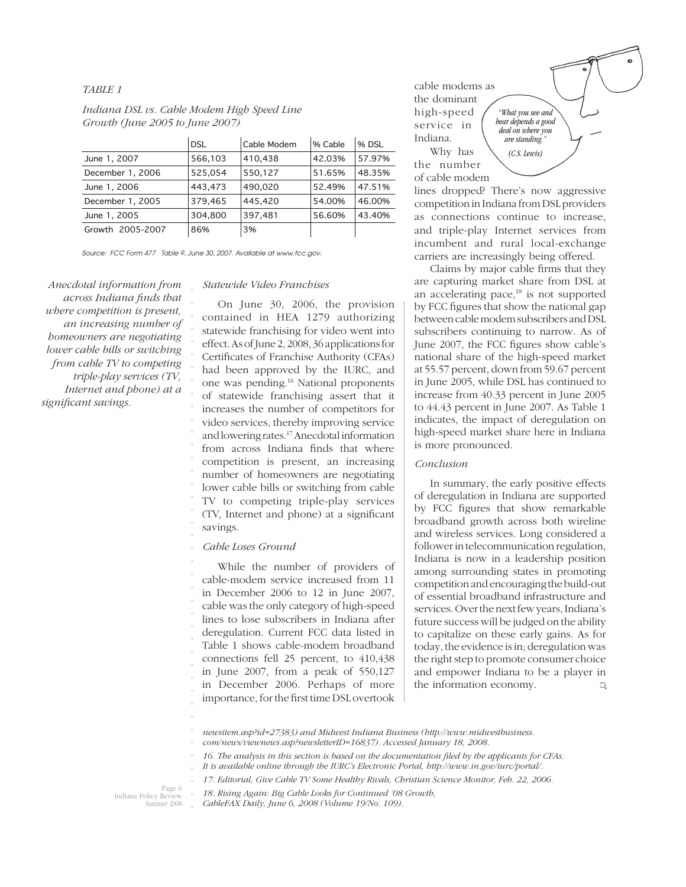*TABLE 1*

*Indiana DSL vs. Cable Modem High Speed Line Growth (June 2005 to June 2007)*

| | DSL | Cable Modem | % Cable | % DSL |
|---|---|---|---|---|
| June 1, 2007 | 566,103 | 410,438 | 42.03% | 57.97% |
| December 1, 2006 | 525,054 | 550,127 | 51.65% | 48.35% |
| June 1, 2006 | 443,473 | 490,020 | 52.49% | 47.51% |
| December 1, 2005 | 379,465 | 445,420 | 54.00% | 46.00% |
| June 1, 2005 | 304,800 | 397,481 | 56.60% | 43.40% |
| Growth 2005-2007 | 86% | 3% | | |

*Source: FCC Form 477 Table 9, June 30, 2007. Available at www.fcc.gov.*

*Anecdotal information from across Indiana finds that where competition is present, an increasing number of homeowners are negotiating lower cable bills or switching from cable TV to competing triple-play services (TV, Internet and phone) at a significant savings.*

### *Statewide Video Franchises*

On June 30, 2006, the provision contained in HEA 1279 authorizing statewide franchising for video went into effect. As of June 2, 2008, 36 applications for Certificates of Franchise Authority (CFAs) had been approved by the IURC, and one was pending.[16] National proponents of statewide franchising assert that it increases the number of competitors for video services, thereby improving service and lowering rates.[17] Anecdotal information from across Indiana finds that where competition is present, an increasing number of homeowners are negotiating lower cable bills or switching from cable TV to competing triple-play services (TV, Internet and phone) at a significant savings.

### *Cable Loses Ground*

While the number of providers of cable-modem service increased from 11 in December 2006 to 12 in June 2007, cable was the only category of high-speed lines to lose subscribers in Indiana after deregulation. Current FCC data listed in Table 1 shows cable-modem broadband connections fell 25 percent, to 410,438 in June 2007, from a peak of 550,127 in December 2006. Perhaps of more importance, for the first time DSL overtook cable modems as the dominant high-speed service in Indiana.

"What you see and hear depends a good deal on where you are standing." (C.S. Lewis)

Why has the number of cable modem lines dropped? There's now aggressive competition in Indiana from DSL providers as connections continue to increase, and triple-play Internet services from incumbent and rural local-exchange carriers are increasingly being offered.

Claims by major cable firms that they are capturing market share from DSL at an accelerating pace,[18] is not supported by FCC figures that show the national gap between cable modem subscribers and DSL subscribers continuing to narrow. As of June 2007, the FCC figures show cable's national share of the high-speed market at 55.57 percent, down from 59.67 percent in June 2005, while DSL has continued to increase from 40.33 percent in June 2005 to 44.43 percent in June 2007. As Table 1 indicates, the impact of deregulation on high-speed market share here in Indiana is more pronounced.

### *Conclusion*

In summary, the early positive effects of deregulation in Indiana are supported by FCC figures that show remarkable broadband growth across both wireline and wireless services. Long considered a follower in telecommunication regulation, Indiana is now in a leadership position among surrounding states in promoting competition and encouraging the build-out of essential broadband infrastructure and services. Over the next few years, Indiana's future success will be judged on the ability to capitalize on these early gains. As for today, the evidence is in; deregulation was the right step to promote consumer choice and empower Indiana to be a player in the information economy.

*newsitem.asp?id=27383) and Midwest Indiana Business (http://www.midwestbusiness.com/news/viewnews.asp?newsletterID=16837). Accessed January 18, 2008.*

*16. The analysis in this section is based on the documentation filed by the applicants for CFAs. It is available online through the IURC's Electronic Portal, http://www.in.gov/iurc/portal/.*

*17. Editorial, Give Cable TV Some Healthy Rivals, Christian Science Monitor, Feb. 22, 2006.*

*18. Rising Again: Big Cable Looks for Continued '08 Growth, CableFAX Daily, June 6, 2008 (Volume 19/No. 109).*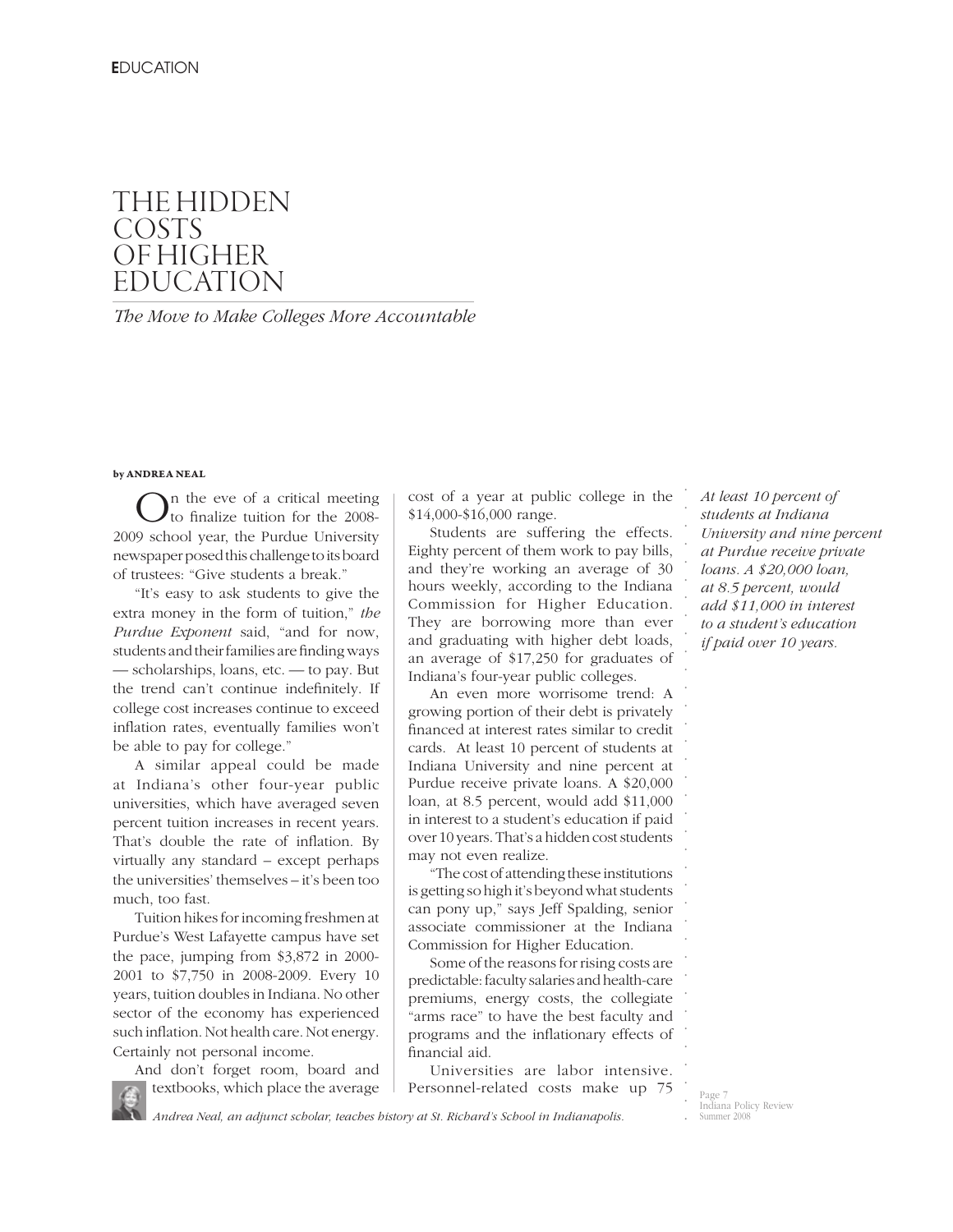# THE HIDDEN COSTS OF HIGHER EDUCATION

*The Move to Make Colleges More Accountable*

**by ANDREA NEAL**

On the eve of a critical meeting to finalize tuition for the 2008-2009 school year, the Purdue University newspaper posed this challenge to its board of trustees: "Give students a break."

"It's easy to ask students to give the extra money in the form of tuition," *the Purdue Exponent* said, "and for now, students and their families are finding ways — scholarships, loans, etc. — to pay. But the trend can't continue indefinitely. If college cost increases continue to exceed inflation rates, eventually families won't be able to pay for college."

A similar appeal could be made at Indiana's other four-year public universities, which have averaged seven percent tuition increases in recent years. That's double the rate of inflation. By virtually any standard – except perhaps the universities' themselves – it's been too much, too fast.

Tuition hikes for incoming freshmen at Purdue's West Lafayette campus have set the pace, jumping from $3,872 in 2000-2001 to $7,750 in 2008-2009. Every 10 years, tuition doubles in Indiana. No other sector of the economy has experienced such inflation. Not health care. Not energy. Certainly not personal income.

And don't forget room, board and textbooks, which place the average cost of a year at public college in the $14,000-$16,000 range.

Students are suffering the effects. Eighty percent of them work to pay bills, and they're working an average of 30 hours weekly, according to the Indiana Commission for Higher Education. They are borrowing more than ever and graduating with higher debt loads, an average of $17,250 for graduates of Indiana's four-year public colleges.

An even more worrisome trend: A growing portion of their debt is privately financed at interest rates similar to credit cards. At least 10 percent of students at Indiana University and nine percent at Purdue receive private loans. A $20,000 loan, at 8.5 percent, would add $11,000 in interest to a student's education if paid over 10 years. That's a hidden cost students may not even realize.

"The cost of attending these institutions is getting so high it's beyond what students can pony up," says Jeff Spalding, senior associate commissioner at the Indiana Commission for Higher Education.

Some of the reasons for rising costs are predictable: faculty salaries and health-care premiums, energy costs, the collegiate "arms race" to have the best faculty and programs and the inflationary effects of financial aid.

Universities are labor intensive. Personnel-related costs make up 75

*At least 10 percent of students at Indiana University and nine percent at Purdue receive private loans. A $20,000 loan, at 8.5 percent, would add $11,000 in interest to a student's education if paid over 10 years.*

*Andrea Neal, an adjunct scholar, teaches history at St. Richard's School in Indianapolis.*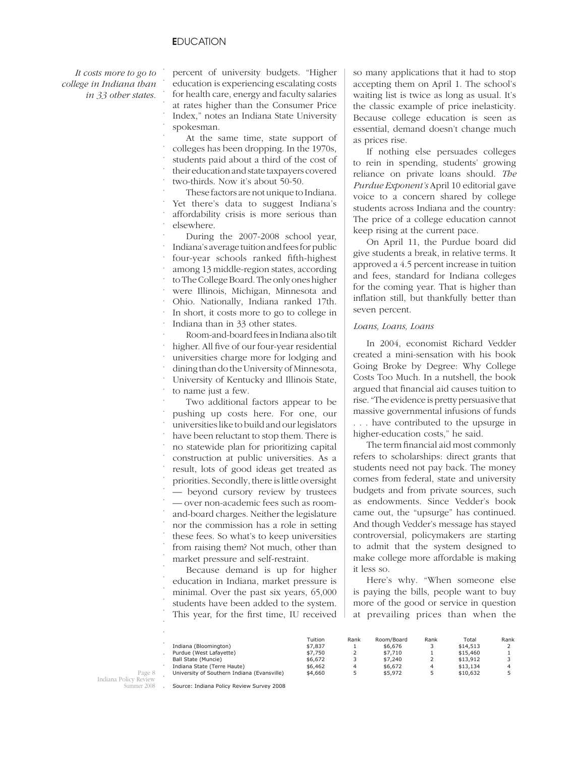*It costs more to go to college in Indiana than in 33 other states.*

percent of university budgets. "Higher education is experiencing escalating costs for health care, energy and faculty salaries at rates higher than the Consumer Price Index," notes an Indiana State University spokesman.

At the same time, state support of colleges has been dropping. In the 1970s, students paid about a third of the cost of their education and state taxpayers covered two-thirds. Now it's about 50-50.

These factors are not unique to Indiana. Yet there's data to suggest Indiana's affordability crisis is more serious than elsewhere.

During the 2007-2008 school year, Indiana's average tuition and fees for public four-year schools ranked fifth-highest among 13 middle-region states, according to The College Board. The only ones higher were Illinois, Michigan, Minnesota and Ohio. Nationally, Indiana ranked 17th. In short, it costs more to go to college in Indiana than in 33 other states.

Room-and-board fees in Indiana also tilt higher. All five of our four-year residential universities charge more for lodging and dining than do the University of Minnesota, University of Kentucky and Illinois State, to name just a few.

Two additional factors appear to be pushing up costs here. For one, our universities like to build and our legislators have been reluctant to stop them. There is no statewide plan for prioritizing capital construction at public universities. As a result, lots of good ideas get treated as priorities. Secondly, there is little oversight — beyond cursory review by trustees — over non-academic fees such as room-and-board charges. Neither the legislature nor the commission has a role in setting these fees. So what's to keep universities from raising them? Not much, other than market pressure and self-restraint.

Because demand is up for higher education in Indiana, market pressure is minimal. Over the past six years, 65,000 students have been added to the system. This year, for the first time, IU received so many applications that it had to stop accepting them on April 1. The school's waiting list is twice as long as usual. It's the classic example of price inelasticity. Because college education is seen as essential, demand doesn't change much as prices rise.

If nothing else persuades colleges to rein in spending, students' growing reliance on private loans should. *The Purdue Exponent's* April 10 editorial gave voice to a concern shared by college students across Indiana and the country: The price of a college education cannot keep rising at the current pace.

On April 11, the Purdue board did give students a break, in relative terms. It approved a 4.5 percent increase in tuition and fees, standard for Indiana colleges for the coming year. That is higher than inflation still, but thankfully better than seven percent.

### *Loans, Loans, Loans*

In 2004, economist Richard Vedder created a mini-sensation with his book Going Broke by Degree: Why College Costs Too Much. In a nutshell, the book argued that financial aid causes tuition to rise. "The evidence is pretty persuasive that massive governmental infusions of funds . . . have contributed to the upsurge in higher-education costs," he said.

The term financial aid most commonly refers to scholarships: direct grants that students need not pay back. The money comes from federal, state and university budgets and from private sources, such as endowments. Since Vedder's book came out, the "upsurge" has continued. And though Vedder's message has stayed controversial, policymakers are starting to admit that the system designed to make college more affordable is making it less so.

Here's why. "When someone else is paying the bills, people want to buy more of the good or service in question at prevailing prices than when the

| | Tuition | Rank | Room/Board | Rank | Total | Rank |
|---|---|---|---|---|---|---|
| Indiana (Bloomington) | $7,837 | 1 | $6,676 | 3 | $14,513 | 2 |
| Purdue (West Lafayette) | $7,750 | 2 | $7,710 | 1 | $15,460 | 1 |
| Ball State (Muncie) | $6,672 | 3 | $7,240 | 2 | $13,912 | 3 |
| Indiana State (Terre Haute) | $6,462 | 4 | $6,672 | 4 | $13,134 | 4 |
| University of Southern Indiana (Evansville) | $4,660 | 5 | $5,972 | 5 | $10,632 | 5 |

Source: Indiana Policy Review Survey 2008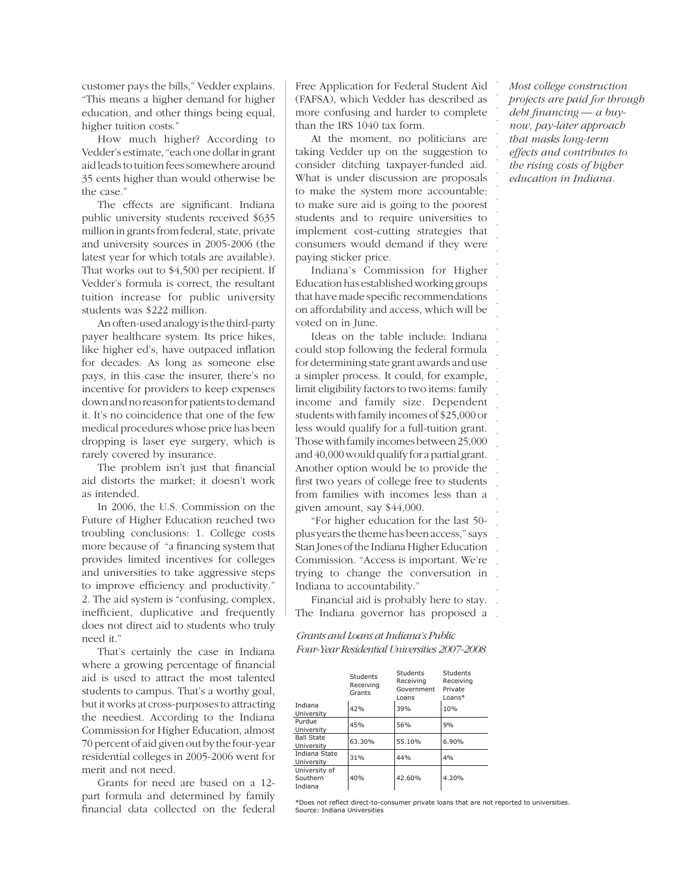customer pays the bills," Vedder explains. "This means a higher demand for higher education, and other things being equal, higher tuition costs."

How much higher? According to Vedder's estimate, "each one dollar in grant aid leads to tuition fees somewhere around 35 cents higher than would otherwise be the case."

The effects are significant. Indiana public university students received $635 million in grants from federal, state, private and university sources in 2005-2006 (the latest year for which totals are available). That works out to $4,500 per recipient. If Vedder's formula is correct, the resultant tuition increase for public university students was $222 million.

An often-used analogy is the third-party payer healthcare system. Its price hikes, like higher ed's, have outpaced inflation for decades. As long as someone else pays, in this case the insurer, there's no incentive for providers to keep expenses down and no reason for patients to demand it. It's no coincidence that one of the few medical procedures whose price has been dropping is laser eye surgery, which is rarely covered by insurance.

The problem isn't just that financial aid distorts the market; it doesn't work as intended.

In 2006, the U.S. Commission on the Future of Higher Education reached two troubling conclusions: 1. College costs more because of "a financing system that provides limited incentives for colleges and universities to take aggressive steps to improve efficiency and productivity." 2. The aid system is "confusing, complex, inefficient, duplicative and frequently does not direct aid to students who truly need it."

That's certainly the case in Indiana where a growing percentage of financial aid is used to attract the most talented students to campus. That's a worthy goal, but it works at cross-purposes to attracting the neediest. According to the Indiana Commission for Higher Education, almost 70 percent of aid given out by the four-year residential colleges in 2005-2006 went for merit and not need.

Grants for need are based on a 12-part formula and determined by family financial data collected on the federal Free Application for Federal Student Aid (FAFSA), which Vedder has described as more confusing and harder to complete than the IRS 1040 tax form.

At the moment, no politicians are taking Vedder up on the suggestion to consider ditching taxpayer-funded aid. What is under discussion are proposals to make the system more accountable: to make sure aid is going to the poorest students and to require universities to implement cost-cutting strategies that consumers would demand if they were paying sticker price.

Indiana's Commission for Higher Education has established working groups that have made specific recommendations on affordability and access, which will be voted on in June.

Ideas on the table include: Indiana could stop following the federal formula for determining state grant awards and use a simpler process. It could, for example, limit eligibility factors to two items: family income and family size. Dependent students with family incomes of $25,000 or less would qualify for a full-tuition grant. Those with family incomes between 25,000 and 40,000 would qualify for a partial grant. Another option would be to provide the first two years of college free to students from families with incomes less than a given amount, say $44,000.

"For higher education for the last 50-plus years the theme has been access," says Stan Jones of the Indiana Higher Education Commission. "Access is important. We're trying to change the conversation in Indiana to accountability."

Financial aid is probably here to stay. The Indiana governor has proposed a

*Most college construction projects are paid for through debt financing — a buy-now, pay-later approach that masks long-term effects and contributes to the rising costs of higher education in Indiana.*

*Grants and Loans at Indiana's Public Four-Year Residential Universities 2007-2008*

| | Students Receiving Grants | Students Receiving Government Loans | Students Receiving Private Loans* |
|---|---|---|---|
| Indiana University | 42% | 39% | 10% |
| Purdue University | 45% | 56% | 9% |
| Ball State University | 63.30% | 55.10% | 6.90% |
| Indiana State University | 31% | 44% | 4% |
| University of Southern Indiana | 40% | 42.60% | 4.20% |

*Does not reflect direct-to-consumer private loans that are not reported to universities.
Source: Indiana Universities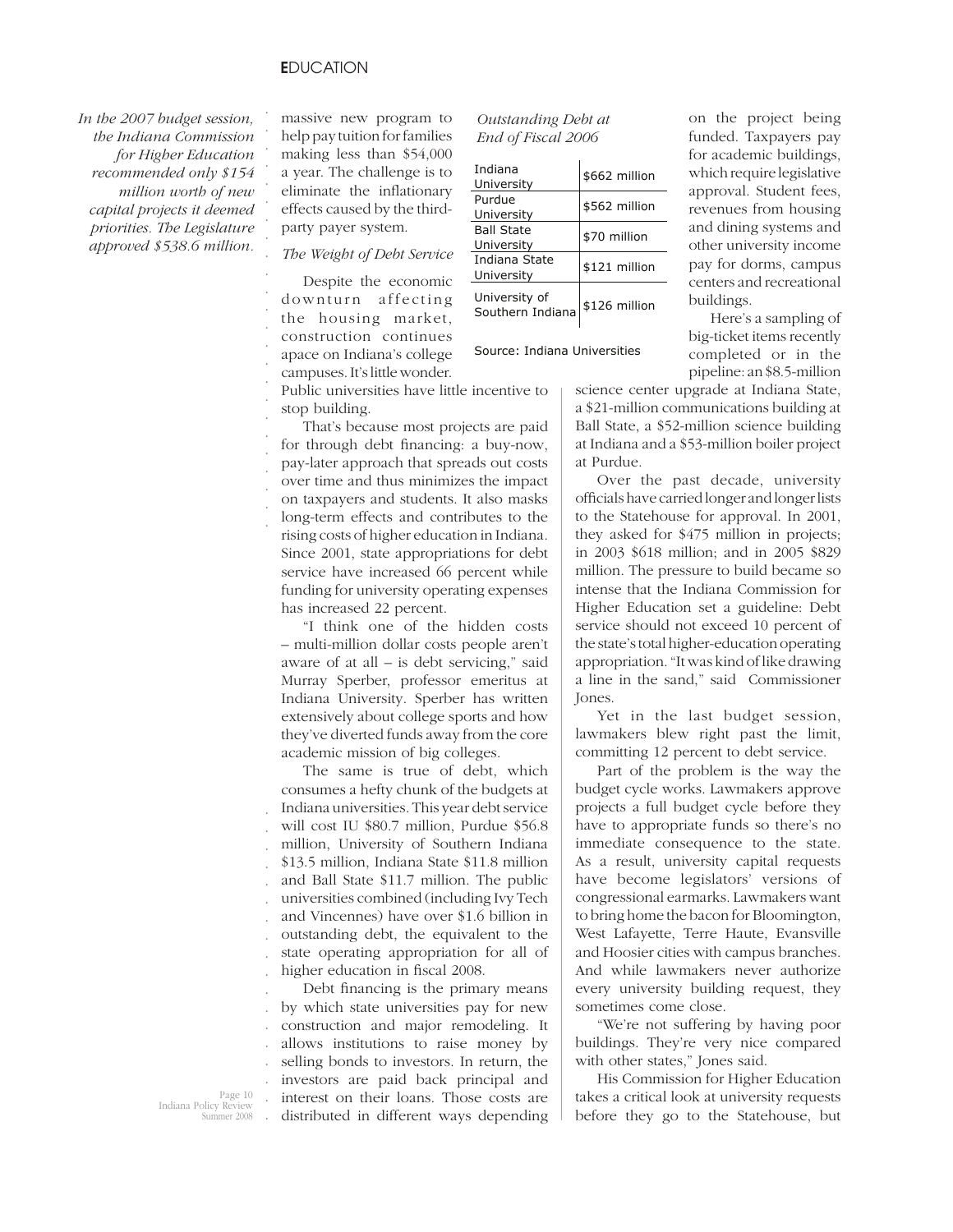*In the 2007 budget session, the Indiana Commission for Higher Education recommended only $154 million worth of new capital projects it deemed priorities. The Legislature approved $538.6 million.*

massive new program to help pay tuition for families making less than $54,000 a year. The challenge is to eliminate the inflationary effects caused by the third-party payer system.

*The Weight of Debt Service*

Despite the economic downturn affecting the housing market, construction continues apace on Indiana's college campuses. It's little wonder. Public universities have little incentive to stop building.

That's because most projects are paid for through debt financing: a buy-now, pay-later approach that spreads out costs over time and thus minimizes the impact on taxpayers and students. It also masks long-term effects and contributes to the rising costs of higher education in Indiana. Since 2001, state appropriations for debt service have increased 66 percent while funding for university operating expenses has increased 22 percent.

"I think one of the hidden costs – multi-million dollar costs people aren't aware of at all – is debt servicing," said Murray Sperber, professor emeritus at Indiana University. Sperber has written extensively about college sports and how they've diverted funds away from the core academic mission of big colleges.

The same is true of debt, which consumes a hefty chunk of the budgets at Indiana universities. This year debt service will cost IU $80.7 million, Purdue $56.8 million, University of Southern Indiana $13.5 million, Indiana State $11.8 million and Ball State $11.7 million. The public universities combined (including Ivy Tech and Vincennes) have over $1.6 billion in outstanding debt, the equivalent to the state operating appropriation for all of higher education in fiscal 2008.

Debt financing is the primary means by which state universities pay for new construction and major remodeling. It allows institutions to raise money by selling bonds to investors. In return, the investors are paid back principal and interest on their loans. Those costs are distributed in different ways depending on the project being funded. Taxpayers pay for academic buildings, which require legislative approval. Student fees, revenues from housing and dining systems and other university income pay for dorms, campus centers and recreational buildings.

*Outstanding Debt at End of Fiscal 2006*

| | |
|---|---|
| Indiana University | $662 million |
| Purdue University | $562 million |
| Ball State University | $70 million |
| Indiana State University | $121 million |
| University of Southern Indiana | $126 million |

Source: Indiana Universities

Here's a sampling of big-ticket items recently completed or in the pipeline: an $8.5-million science center upgrade at Indiana State, a $21-million communications building at Ball State, a $52-million science building at Indiana and a $53-million boiler project at Purdue.

Over the past decade, university officials have carried longer and longer lists to the Statehouse for approval. In 2001, they asked for $475 million in projects; in 2003 $618 million; and in 2005 $829 million. The pressure to build became so intense that the Indiana Commission for Higher Education set a guideline: Debt service should not exceed 10 percent of the state's total higher-education operating appropriation. "It was kind of like drawing a line in the sand," said Commissioner Jones.

Yet in the last budget session, lawmakers blew right past the limit, committing 12 percent to debt service.

Part of the problem is the way the budget cycle works. Lawmakers approve projects a full budget cycle before they have to appropriate funds so there's no immediate consequence to the state. As a result, university capital requests have become legislators' versions of congressional earmarks. Lawmakers want to bring home the bacon for Bloomington, West Lafayette, Terre Haute, Evansville and Hoosier cities with campus branches. And while lawmakers never authorize every university building request, they sometimes come close.

"We're not suffering by having poor buildings. They're very nice compared with other states," Jones said.

His Commission for Higher Education takes a critical look at university requests before they go to the Statehouse, but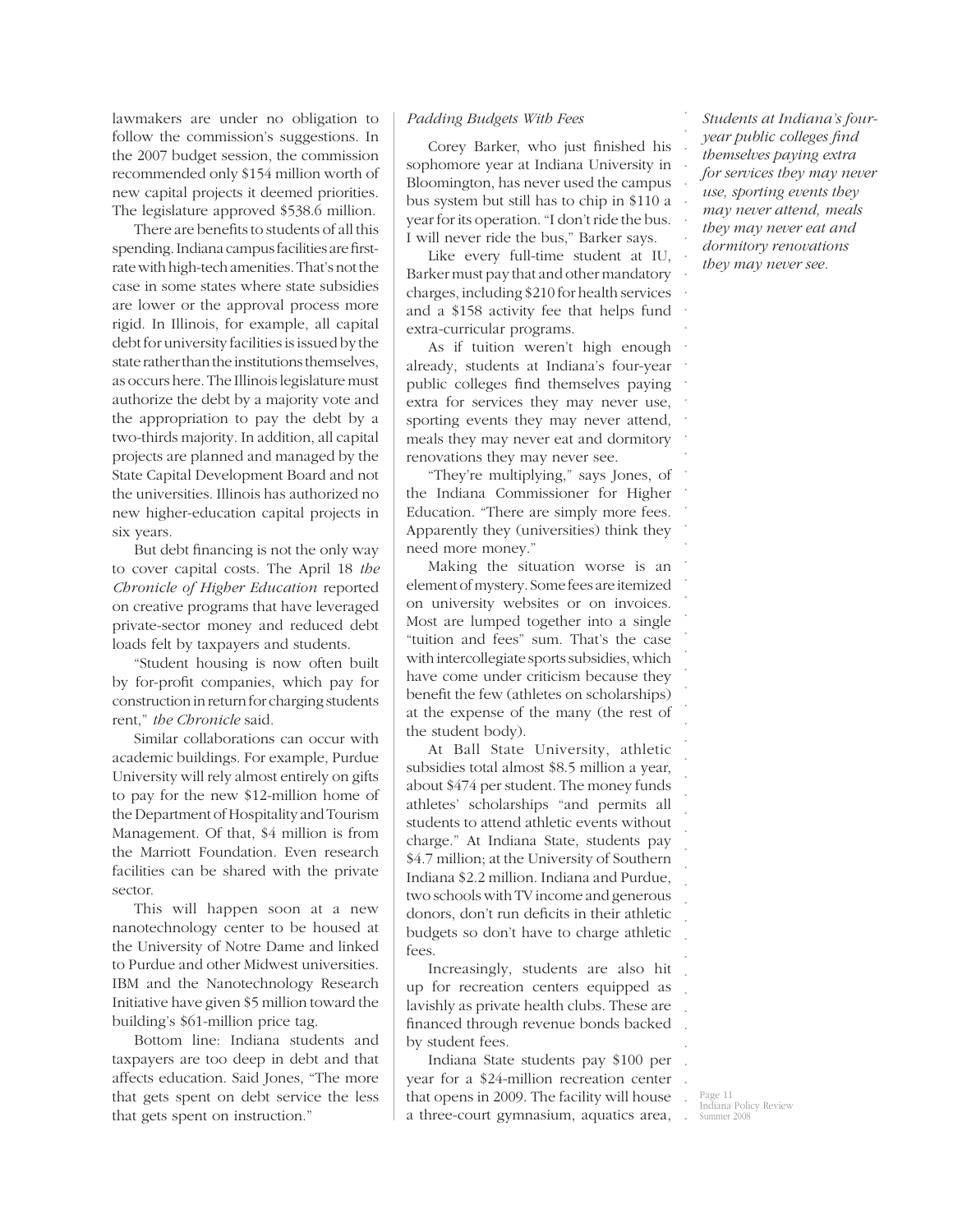lawmakers are under no obligation to follow the commission's suggestions. In the 2007 budget session, the commission recommended only $154 million worth of new capital projects it deemed priorities. The legislature approved $538.6 million.

There are benefits to students of all this spending. Indiana campus facilities are first-rate with high-tech amenities. That's not the case in some states where state subsidies are lower or the approval process more rigid. In Illinois, for example, all capital debt for university facilities is issued by the state rather than the institutions themselves, as occurs here. The Illinois legislature must authorize the debt by a majority vote and the appropriation to pay the debt by a two-thirds majority. In addition, all capital projects are planned and managed by the State Capital Development Board and not the universities. Illinois has authorized no new higher-education capital projects in six years.

But debt financing is not the only way to cover capital costs. The April 18 *the Chronicle of Higher Education* reported on creative programs that have leveraged private-sector money and reduced debt loads felt by taxpayers and students.

"Student housing is now often built by for-profit companies, which pay for construction in return for charging students rent," *the Chronicle* said.

Similar collaborations can occur with academic buildings. For example, Purdue University will rely almost entirely on gifts to pay for the new $12-million home of the Department of Hospitality and Tourism Management. Of that, $4 million is from the Marriott Foundation. Even research facilities can be shared with the private sector.

This will happen soon at a new nanotechnology center to be housed at the University of Notre Dame and linked to Purdue and other Midwest universities. IBM and the Nanotechnology Research Initiative have given $5 million toward the building's $61-million price tag.

Bottom line: Indiana students and taxpayers are too deep in debt and that affects education. Said Jones, "The more that gets spent on debt service the less that gets spent on instruction."

### *Padding Budgets With Fees*

Corey Barker, who just finished his sophomore year at Indiana University in Bloomington, has never used the campus bus system but still has to chip in $110 a year for its operation. "I don't ride the bus. I will never ride the bus," Barker says.

Like every full-time student at IU, Barker must pay that and other mandatory charges, including $210 for health services and a $158 activity fee that helps fund extra-curricular programs.

As if tuition weren't high enough already, students at Indiana's four-year public colleges find themselves paying extra for services they may never use, sporting events they may never attend, meals they may never eat and dormitory renovations they may never see.

"They're multiplying," says Jones, of the Indiana Commissioner for Higher Education. "There are simply more fees. Apparently they (universities) think they need more money."

Making the situation worse is an element of mystery. Some fees are itemized on university websites or on invoices. Most are lumped together into a single "tuition and fees" sum. That's the case with intercollegiate sports subsidies, which have come under criticism because they benefit the few (athletes on scholarships) at the expense of the many (the rest of the student body).

At Ball State University, athletic subsidies total almost $8.5 million a year, about $474 per student. The money funds athletes' scholarships "and permits all students to attend athletic events without charge." At Indiana State, students pay $4.7 million; at the University of Southern Indiana $2.2 million. Indiana and Purdue, two schools with TV income and generous donors, don't run deficits in their athletic budgets so don't have to charge athletic fees.

Increasingly, students are also hit up for recreation centers equipped as lavishly as private health clubs. These are financed through revenue bonds backed by student fees.

Indiana State students pay $100 per year for a $24-million recreation center that opens in 2009. The facility will house a three-court gymnasium, aquatics area,

*Students at Indiana's four-year public colleges find themselves paying extra for services they may never use, sporting events they may never attend, meals they may never eat and dormitory renovations they may never see.*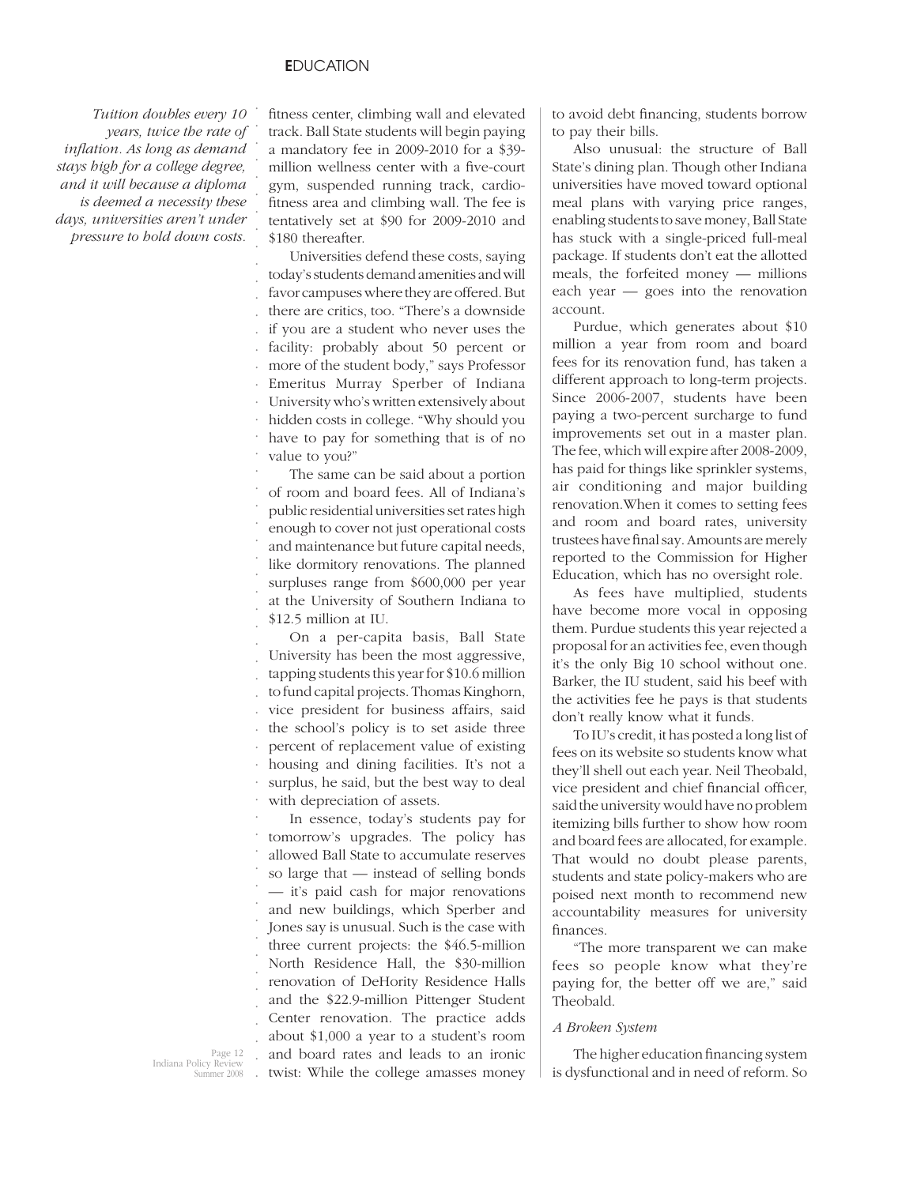*Tuition doubles every 10 years, twice the rate of inflation. As long as demand stays high for a college degree, and it will because a diploma is deemed a necessity these days, universities aren't under pressure to hold down costs.*

fitness center, climbing wall and elevated track. Ball State students will begin paying a mandatory fee in 2009-2010 for a $39-million wellness center with a five-court gym, suspended running track, cardio-fitness area and climbing wall. The fee is tentatively set at $90 for 2009-2010 and $180 thereafter.

Universities defend these costs, saying today's students demand amenities and will favor campuses where they are offered. But there are critics, too. "There's a downside if you are a student who never uses the facility: probably about 50 percent or more of the student body," says Professor Emeritus Murray Sperber of Indiana University who's written extensively about hidden costs in college. "Why should you have to pay for something that is of no value to you?"

The same can be said about a portion of room and board fees. All of Indiana's public residential universities set rates high enough to cover not just operational costs and maintenance but future capital needs, like dormitory renovations. The planned surpluses range from $600,000 per year at the University of Southern Indiana to $12.5 million at IU.

On a per-capita basis, Ball State University has been the most aggressive, tapping students this year for $10.6 million to fund capital projects. Thomas Kinghorn, vice president for business affairs, said the school's policy is to set aside three percent of replacement value of existing housing and dining facilities. It's not a surplus, he said, but the best way to deal with depreciation of assets.

In essence, today's students pay for tomorrow's upgrades. The policy has allowed Ball State to accumulate reserves so large that — instead of selling bonds — it's paid cash for major renovations and new buildings, which Sperber and Jones say is unusual. Such is the case with three current projects: the $46.5-million North Residence Hall, the $30-million renovation of DeHority Residence Halls and the $22.9-million Pittenger Student Center renovation. The practice adds about $1,000 a year to a student's room and board rates and leads to an ironic twist: While the college amasses money to avoid debt financing, students borrow to pay their bills.

Also unusual: the structure of Ball State's dining plan. Though other Indiana universities have moved toward optional meal plans with varying price ranges, enabling students to save money, Ball State has stuck with a single-priced full-meal package. If students don't eat the allotted meals, the forfeited money — millions each year — goes into the renovation account.

Purdue, which generates about $10 million a year from room and board fees for its renovation fund, has taken a different approach to long-term projects. Since 2006-2007, students have been paying a two-percent surcharge to fund improvements set out in a master plan. The fee, which will expire after 2008-2009, has paid for things like sprinkler systems, air conditioning and major building renovation. When it comes to setting fees and room and board rates, university trustees have final say. Amounts are merely reported to the Commission for Higher Education, which has no oversight role.

As fees have multiplied, students have become more vocal in opposing them. Purdue students this year rejected a proposal for an activities fee, even though it's the only Big 10 school without one. Barker, the IU student, said his beef with the activities fee he pays is that students don't really know what it funds.

To IU's credit, it has posted a long list of fees on its website so students know what they'll shell out each year. Neil Theobald, vice president and chief financial officer, said the university would have no problem itemizing bills further to show how room and board fees are allocated, for example. That would no doubt please parents, students and state policy-makers who are poised next month to recommend new accountability measures for university finances.

"The more transparent we can make fees so people know what they're paying for, the better off we are," said Theobald.

### *A Broken System*

The higher education financing system is dysfunctional and in need of reform. So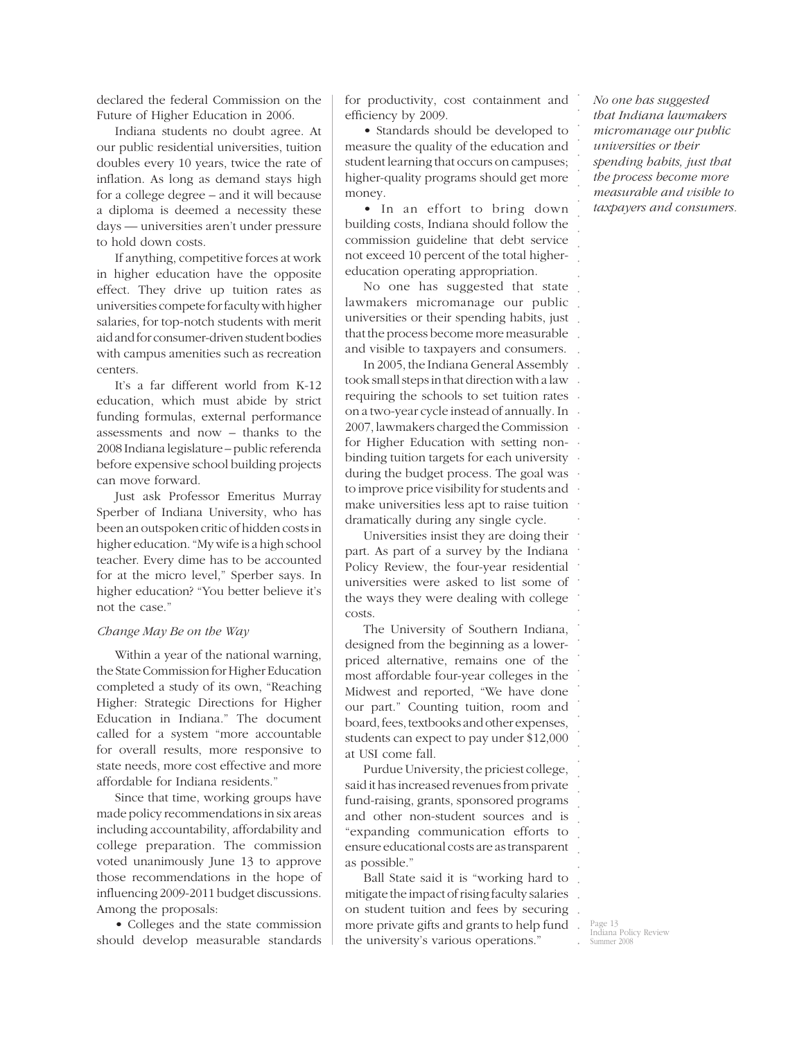declared the federal Commission on the Future of Higher Education in 2006.

Indiana students no doubt agree. At our public residential universities, tuition doubles every 10 years, twice the rate of inflation. As long as demand stays high for a college degree – and it will because a diploma is deemed a necessity these days — universities aren't under pressure to hold down costs.

If anything, competitive forces at work in higher education have the opposite effect. They drive up tuition rates as universities compete for faculty with higher salaries, for top-notch students with merit aid and for consumer-driven student bodies with campus amenities such as recreation centers.

It's a far different world from K-12 education, which must abide by strict funding formulas, external performance assessments and now – thanks to the 2008 Indiana legislature – public referenda before expensive school building projects can move forward.

Just ask Professor Emeritus Murray Sperber of Indiana University, who has been an outspoken critic of hidden costs in higher education. "My wife is a high school teacher. Every dime has to be accounted for at the micro level," Sperber says. In higher education? "You better believe it's not the case."

### *Change May Be on the Way*

Within a year of the national warning, the State Commission for Higher Education completed a study of its own, "Reaching Higher: Strategic Directions for Higher Education in Indiana." The document called for a system "more accountable for overall results, more responsive to state needs, more cost effective and more affordable for Indiana residents."

Since that time, working groups have made policy recommendations in six areas including accountability, affordability and college preparation. The commission voted unanimously June 13 to approve those recommendations in the hope of influencing 2009-2011 budget discussions. Among the proposals:

- Colleges and the state commission should develop measurable standards for productivity, cost containment and efficiency by 2009.
- Standards should be developed to measure the quality of the education and student learning that occurs on campuses; higher-quality programs should get more money.
- In an effort to bring down building costs, Indiana should follow the commission guideline that debt service not exceed 10 percent of the total higher-education operating appropriation.

No one has suggested that state lawmakers micromanage our public universities or their spending habits, just that the process become more measurable and visible to taxpayers and consumers.

In 2005, the Indiana General Assembly took small steps in that direction with a law requiring the schools to set tuition rates on a two-year cycle instead of annually. In 2007, lawmakers charged the Commission for Higher Education with setting non-binding tuition targets for each university during the budget process. The goal was to improve price visibility for students and make universities less apt to raise tuition dramatically during any single cycle.

Universities insist they are doing their part. As part of a survey by the Indiana Policy Review, the four-year residential universities were asked to list some of the ways they were dealing with college costs.

The University of Southern Indiana, designed from the beginning as a lower-priced alternative, remains one of the most affordable four-year colleges in the Midwest and reported, "We have done our part." Counting tuition, room and board, fees, textbooks and other expenses, students can expect to pay under $12,000 at USI come fall.

Purdue University, the priciest college, said it has increased revenues from private fund-raising, grants, sponsored programs and other non-student sources and is "expanding communication efforts to ensure educational costs are as transparent as possible."

Ball State said it is "working hard to mitigate the impact of rising faculty salaries on student tuition and fees by securing more private gifts and grants to help fund the university's various operations."

*No one has suggested that Indiana lawmakers micromanage our public universities or their spending habits, just that the process become more measurable and visible to taxpayers and consumers.*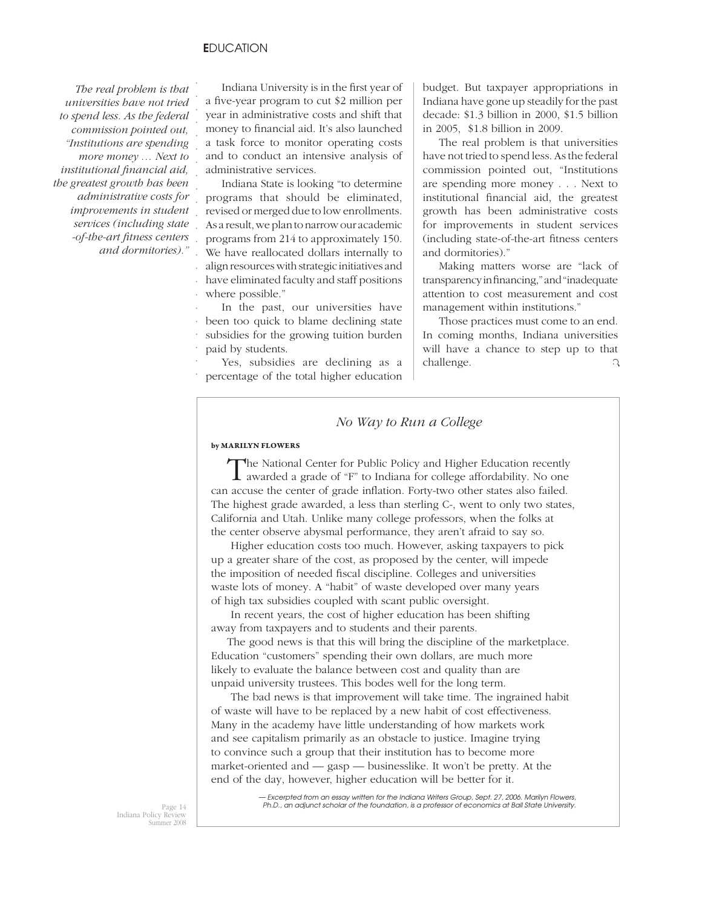*The real problem is that universities have not tried to spend less. As the federal commission pointed out, "Institutions are spending more money … Next to institutional financial aid, the greatest growth has been administrative costs for improvements in student services (including state-of-the-art fitness centers and dormitories)."*

Indiana University is in the first year of a five-year program to cut $2 million per year in administrative costs and shift that money to financial aid. It's also launched a task force to monitor operating costs and to conduct an intensive analysis of administrative services.

Indiana State is looking "to determine programs that should be eliminated, revised or merged due to low enrollments. As a result, we plan to narrow our academic programs from 214 to approximately 150. We have reallocated dollars internally to align resources with strategic initiatives and have eliminated faculty and staff positions where possible."

In the past, our universities have been too quick to blame declining state subsidies for the growing tuition burden paid by students.

Yes, subsidies are declining as a percentage of the total higher education budget. But taxpayer appropriations in Indiana have gone up steadily for the past decade: $1.3 billion in 2000, $1.5 billion in 2005, $1.8 billion in 2009.

The real problem is that universities have not tried to spend less. As the federal commission pointed out, "Institutions are spending more money . . . Next to institutional financial aid, the greatest growth has been administrative costs for improvements in student services (including state-of-the-art fitness centers and dormitories)."

Making matters worse are "lack of transparency in financing," and "inadequate attention to cost measurement and cost management within institutions."

Those practices must come to an end. In coming months, Indiana universities will have a chance to step up to that challenge.

## *No Way to Run a College*

**by MARILYN FLOWERS**

The National Center for Public Policy and Higher Education recently awarded a grade of "F" to Indiana for college affordability. No one can accuse the center of grade inflation. Forty-two other states also failed. The highest grade awarded, a less than sterling C-, went to only two states, California and Utah. Unlike many college professors, when the folks at the center observe abysmal performance, they aren't afraid to say so.

Higher education costs too much. However, asking taxpayers to pick up a greater share of the cost, as proposed by the center, will impede the imposition of needed fiscal discipline. Colleges and universities waste lots of money. A "habit" of waste developed over many years of high tax subsidies coupled with scant public oversight.

In recent years, the cost of higher education has been shifting away from taxpayers and to students and their parents.

The good news is that this will bring the discipline of the marketplace. Education "customers" spending their own dollars, are much more likely to evaluate the balance between cost and quality than are unpaid university trustees. This bodes well for the long term.

The bad news is that improvement will take time. The ingrained habit of waste will have to be replaced by a new habit of cost effectiveness. Many in the academy have little understanding of how markets work and see capitalism primarily as an obstacle to justice. Imagine trying to convince such a group that their institution has to become more market-oriented and — gasp — businesslike. It won't be pretty. At the end of the day, however, higher education will be better for it.

*— Excerpted from an essay written for the Indiana Writers Group, Sept. 27, 2006. Marilyn Flowers, Ph.D., an adjunct scholar of the foundation, is a professor of economics at Ball State University.*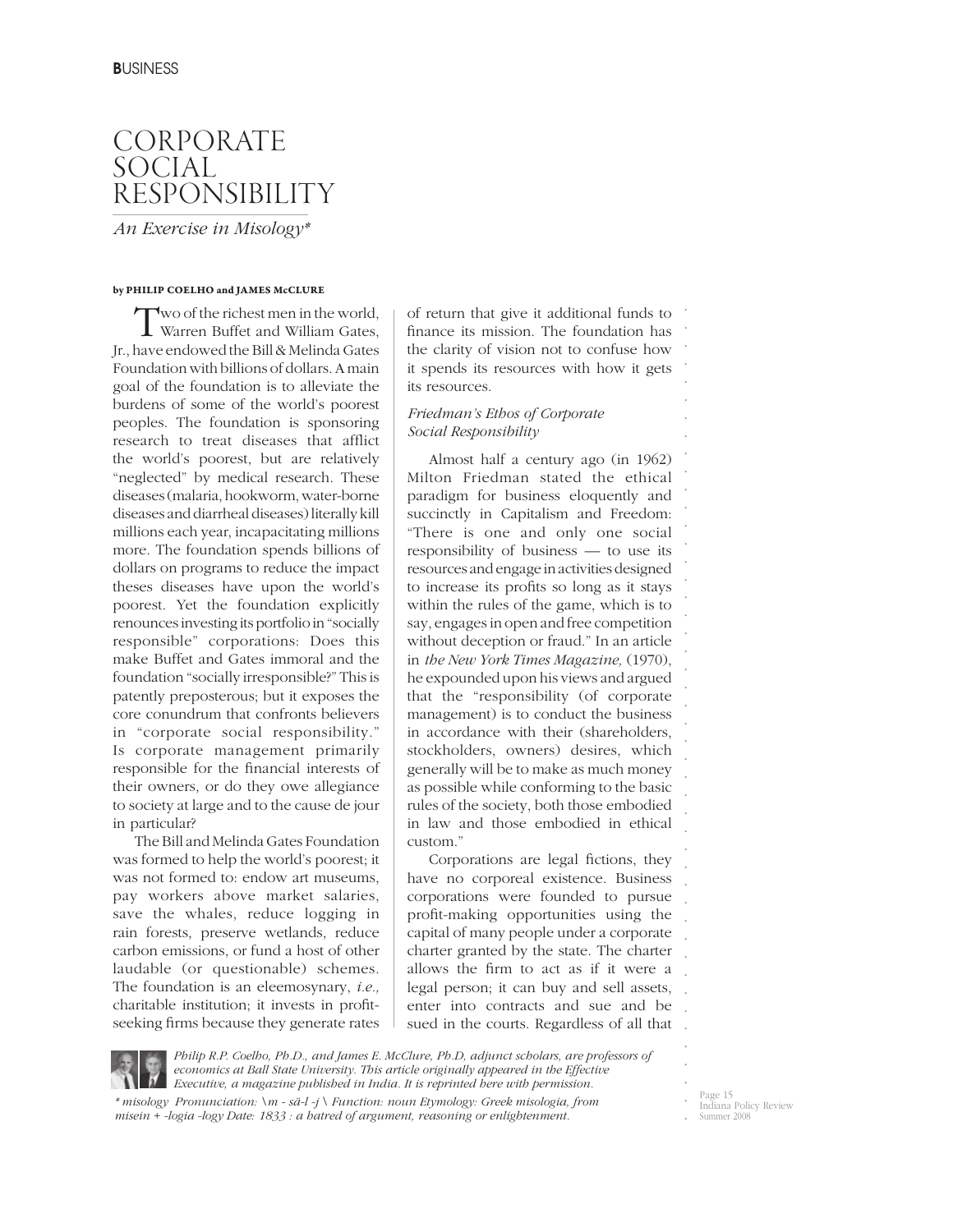# CORPORATE SOCIAL RESPONSIBILITY

*An Exercise in Misology**

**by PHILIP COELHO and JAMES McCLURE**

Two of the richest men in the world, Warren Buffet and William Gates, Jr., have endowed the Bill & Melinda Gates Foundation with billions of dollars. A main goal of the foundation is to alleviate the burdens of some of the world's poorest peoples. The foundation is sponsoring research to treat diseases that afflict the world's poorest, but are relatively "neglected" by medical research. These diseases (malaria, hookworm, water-borne diseases and diarrheal diseases) literally kill millions each year, incapacitating millions more. The foundation spends billions of dollars on programs to reduce the impact theses diseases have upon the world's poorest. Yet the foundation explicitly renounces investing its portfolio in "socially responsible" corporations: Does this make Buffet and Gates immoral and the foundation "socially irresponsible?" This is patently preposterous; but it exposes the core conundrum that confronts believers in "corporate social responsibility." Is corporate management primarily responsible for the financial interests of their owners, or do they owe allegiance to society at large and to the cause de jour in particular?

The Bill and Melinda Gates Foundation was formed to help the world's poorest; it was not formed to: endow art museums, pay workers above market salaries, save the whales, reduce logging in rain forests, preserve wetlands, reduce carbon emissions, or fund a host of other laudable (or questionable) schemes. The foundation is an eleemosynary, *i.e.,* charitable institution; it invests in profit-seeking firms because they generate rates of return that give it additional funds to finance its mission. The foundation has the clarity of vision not to confuse how it spends its resources with how it gets its resources.

### *Friedman's Ethos of Corporate Social Responsibility*

Almost half a century ago (in 1962) Milton Friedman stated the ethical paradigm for business eloquently and succinctly in Capitalism and Freedom: "There is one and only one social responsibility of business — to use its resources and engage in activities designed to increase its profits so long as it stays within the rules of the game, which is to say, engages in open and free competition without deception or fraud." In an article in *the New York Times Magazine,* (1970), he expounded upon his views and argued that the "responsibility (of corporate management) is to conduct the business in accordance with their (shareholders, stockholders, owners) desires, which generally will be to make as much money as possible while conforming to the basic rules of the society, both those embodied in law and those embodied in ethical custom."

Corporations are legal fictions, they have no corporeal existence. Business corporations were founded to pursue profit-making opportunities using the capital of many people under a corporate charter granted by the state. The charter allows the firm to act as if it were a legal person; it can buy and sell assets, enter into contracts and sue and be sued in the courts. Regardless of all that

*Philip R.P. Coelho, Ph.D., and James E. McClure, Ph.D, adjunct scholars, are professors of economics at Ball State University. This article originally appeared in the Effective Executive, a magazine published in India. It is reprinted here with permission.*

*\* misology Pronunciation: \m - sä-l -j \ Function: noun Etymology: Greek misologia, from misein + -logia -logy Date: 1833 : a hatred of argument, reasoning or enlightenment.*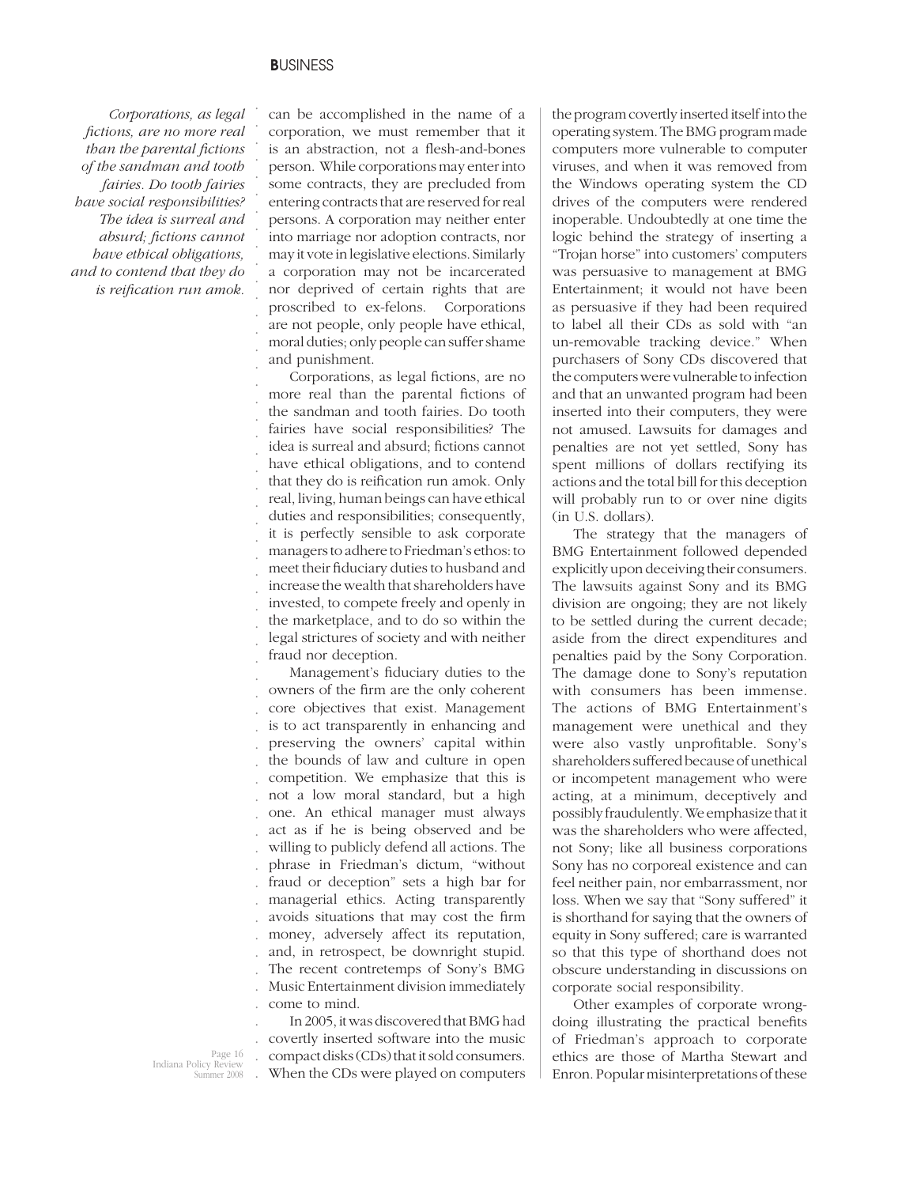*Corporations, as legal fictions, are no more real than the parental fictions of the sandman and tooth fairies. Do tooth fairies have social responsibilities? The idea is surreal and absurd; fictions cannot have ethical obligations, and to contend that they do is reification run amok.*

can be accomplished in the name of a corporation, we must remember that it is an abstraction, not a flesh-and-bones person. While corporations may enter into some contracts, they are precluded from entering contracts that are reserved for real persons. A corporation may neither enter into marriage nor adoption contracts, nor may it vote in legislative elections. Similarly a corporation may not be incarcerated nor deprived of certain rights that are proscribed to ex-felons. Corporations are not people, only people have ethical, moral duties; only people can suffer shame and punishment.

Corporations, as legal fictions, are no more real than the parental fictions of the sandman and tooth fairies. Do tooth fairies have social responsibilities? The idea is surreal and absurd; fictions cannot have ethical obligations, and to contend that they do is reification run amok. Only real, living, human beings can have ethical duties and responsibilities; consequently, it is perfectly sensible to ask corporate managers to adhere to Friedman's ethos: to meet their fiduciary duties to husband and increase the wealth that shareholders have invested, to compete freely and openly in the marketplace, and to do so within the legal strictures of society and with neither fraud nor deception.

Management's fiduciary duties to the owners of the firm are the only coherent core objectives that exist. Management is to act transparently in enhancing and preserving the owners' capital within the bounds of law and culture in open competition. We emphasize that this is not a low moral standard, but a high one. An ethical manager must always act as if he is being observed and be willing to publicly defend all actions. The phrase in Friedman's dictum, "without fraud or deception" sets a high bar for managerial ethics. Acting transparently avoids situations that may cost the firm money, adversely affect its reputation, and, in retrospect, be downright stupid. The recent contretemps of Sony's BMG Music Entertainment division immediately come to mind.

In 2005, it was discovered that BMG had covertly inserted software into the music compact disks (CDs) that it sold consumers. When the CDs were played on computers the program covertly inserted itself into the operating system. The BMG program made computers more vulnerable to computer viruses, and when it was removed from the Windows operating system the CD drives of the computers were rendered inoperable. Undoubtedly at one time the logic behind the strategy of inserting a "Trojan horse" into customers' computers was persuasive to management at BMG Entertainment; it would not have been as persuasive if they had been required to label all their CDs as sold with "an un-removable tracking device." When purchasers of Sony CDs discovered that the computers were vulnerable to infection and that an unwanted program had been inserted into their computers, they were not amused. Lawsuits for damages and penalties are not yet settled, Sony has spent millions of dollars rectifying its actions and the total bill for this deception will probably run to or over nine digits (in U.S. dollars).

The strategy that the managers of BMG Entertainment followed depended explicitly upon deceiving their consumers. The lawsuits against Sony and its BMG division are ongoing; they are not likely to be settled during the current decade; aside from the direct expenditures and penalties paid by the Sony Corporation. The damage done to Sony's reputation with consumers has been immense. The actions of BMG Entertainment's management were unethical and they were also vastly unprofitable. Sony's shareholders suffered because of unethical or incompetent management who were acting, at a minimum, deceptively and possibly fraudulently. We emphasize that it was the shareholders who were affected, not Sony; like all business corporations Sony has no corporeal existence and can feel neither pain, nor embarrassment, nor loss. When we say that "Sony suffered" it is shorthand for saying that the owners of equity in Sony suffered; care is warranted so that this type of shorthand does not obscure understanding in discussions on corporate social responsibility.

Other examples of corporate wrong-doing illustrating the practical benefits of Friedman's approach to corporate ethics are those of Martha Stewart and Enron. Popular misinterpretations of these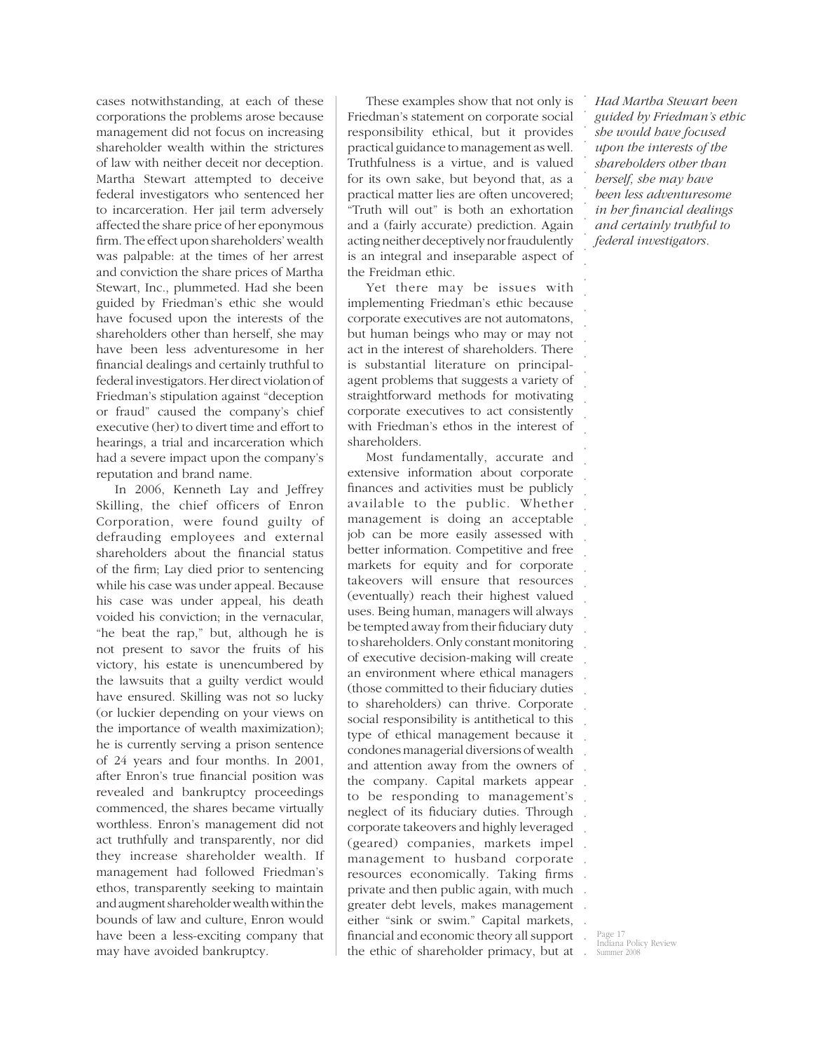cases notwithstanding, at each of these corporations the problems arose because management did not focus on increasing shareholder wealth within the strictures of law with neither deceit nor deception. Martha Stewart attempted to deceive federal investigators who sentenced her to incarceration. Her jail term adversely affected the share price of her eponymous firm. The effect upon shareholders' wealth was palpable: at the times of her arrest and conviction the share prices of Martha Stewart, Inc., plummeted. Had she been guided by Friedman's ethic she would have focused upon the interests of the shareholders other than herself, she may have been less adventuresome in her financial dealings and certainly truthful to federal investigators. Her direct violation of Friedman's stipulation against "deception or fraud" caused the company's chief executive (her) to divert time and effort to hearings, a trial and incarceration which had a severe impact upon the company's reputation and brand name.

In 2006, Kenneth Lay and Jeffrey Skilling, the chief officers of Enron Corporation, were found guilty of defrauding employees and external shareholders about the financial status of the firm; Lay died prior to sentencing while his case was under appeal. Because his case was under appeal, his death voided his conviction; in the vernacular, "he beat the rap," but, although he is not present to savor the fruits of his victory, his estate is unencumbered by the lawsuits that a guilty verdict would have ensured. Skilling was not so lucky (or luckier depending on your views on the importance of wealth maximization); he is currently serving a prison sentence of 24 years and four months. In 2001, after Enron's true financial position was revealed and bankruptcy proceedings commenced, the shares became virtually worthless. Enron's management did not act truthfully and transparently, nor did they increase shareholder wealth. If management had followed Friedman's ethos, transparently seeking to maintain and augment shareholder wealth within the bounds of law and culture, Enron would have been a less-exciting company that may have avoided bankruptcy.

These examples show that not only is Friedman's statement on corporate social responsibility ethical, but it provides practical guidance to management as well. Truthfulness is a virtue, and is valued for its own sake, but beyond that, as a practical matter lies are often uncovered; "Truth will out" is both an exhortation and a (fairly accurate) prediction. Again acting neither deceptively nor fraudulently is an integral and inseparable aspect of the Freidman ethic.

Yet there may be issues with implementing Friedman's ethic because corporate executives are not automatons, but human beings who may or may not act in the interest of shareholders. There is substantial literature on principal-agent problems that suggests a variety of straightforward methods for motivating corporate executives to act consistently with Friedman's ethos in the interest of shareholders.

Most fundamentally, accurate and extensive information about corporate finances and activities must be publicly available to the public. Whether management is doing an acceptable job can be more easily assessed with better information. Competitive and free markets for equity and for corporate takeovers will ensure that resources (eventually) reach their highest valued uses. Being human, managers will always be tempted away from their fiduciary duty to shareholders. Only constant monitoring of executive decision-making will create an environment where ethical managers (those committed to their fiduciary duties to shareholders) can thrive. Corporate social responsibility is antithetical to this type of ethical management because it condones managerial diversions of wealth and attention away from the owners of the company. Capital markets appear to be responding to management's neglect of its fiduciary duties. Through corporate takeovers and highly leveraged (geared) companies, markets impel management to husband corporate resources economically. Taking firms private and then public again, with much greater debt levels, makes management either "sink or swim." Capital markets, financial and economic theory all support the ethic of shareholder primacy, but at

*Had Martha Stewart been guided by Friedman's ethic she would have focused upon the interests of the shareholders other than herself, she may have been less adventuresome in her financial dealings and certainly truthful to federal investigators.*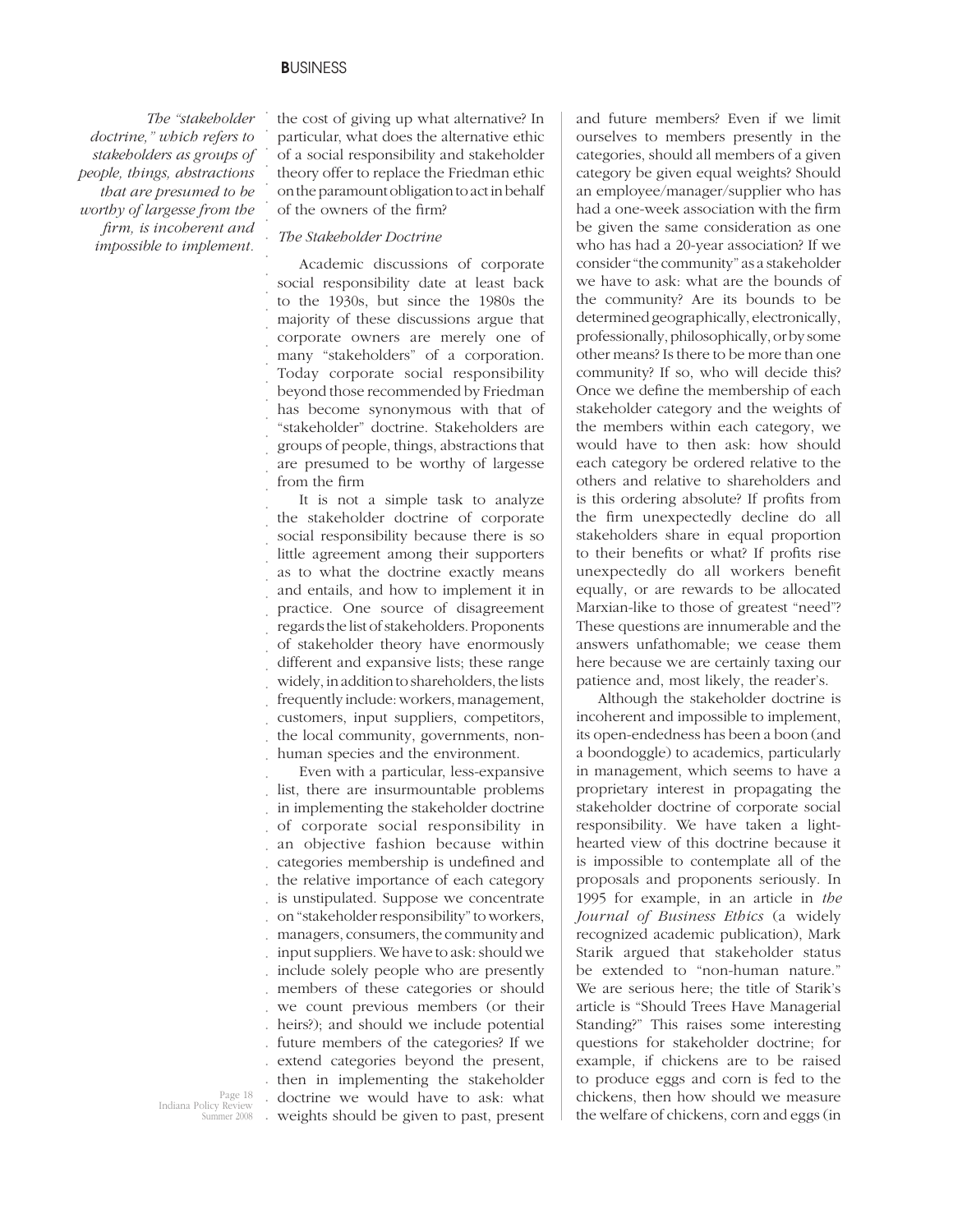*The "stakeholder doctrine," which refers to stakeholders as groups of people, things, abstractions that are presumed to be worthy of largesse from the firm, is incoherent and impossible to implement.*

the cost of giving up what alternative? In particular, what does the alternative ethic of a social responsibility and stakeholder theory offer to replace the Friedman ethic on the paramount obligation to act in behalf of the owners of the firm?

### *The Stakeholder Doctrine*

Academic discussions of corporate social responsibility date at least back to the 1930s, but since the 1980s the majority of these discussions argue that corporate owners are merely one of many "stakeholders" of a corporation. Today corporate social responsibility beyond those recommended by Friedman has become synonymous with that of "stakeholder" doctrine. Stakeholders are groups of people, things, abstractions that are presumed to be worthy of largesse from the firm

It is not a simple task to analyze the stakeholder doctrine of corporate social responsibility because there is so little agreement among their supporters as to what the doctrine exactly means and entails, and how to implement it in practice. One source of disagreement regards the list of stakeholders. Proponents of stakeholder theory have enormously different and expansive lists; these range widely, in addition to shareholders, the lists frequently include: workers, management, customers, input suppliers, competitors, the local community, governments, non-human species and the environment.

Even with a particular, less-expansive list, there are insurmountable problems in implementing the stakeholder doctrine of corporate social responsibility in an objective fashion because within categories membership is undefined and the relative importance of each category is unstipulated. Suppose we concentrate on "stakeholder responsibility" to workers, managers, consumers, the community and input suppliers. We have to ask: should we include solely people who are presently members of these categories or should we count previous members (or their heirs?); and should we include potential future members of the categories? If we extend categories beyond the present, then in implementing the stakeholder doctrine we would have to ask: what weights should be given to past, present and future members? Even if we limit ourselves to members presently in the categories, should all members of a given category be given equal weights? Should an employee/manager/supplier who has had a one-week association with the firm be given the same consideration as one who has had a 20-year association? If we consider "the community" as a stakeholder we have to ask: what are the bounds of the community? Are its bounds to be determined geographically, electronically, professionally, philosophically, or by some other means? Is there to be more than one community? If so, who will decide this? Once we define the membership of each stakeholder category and the weights of the members within each category, we would have to then ask: how should each category be ordered relative to the others and relative to shareholders and is this ordering absolute? If profits from the firm unexpectedly decline do all stakeholders share in equal proportion to their benefits or what? If profits rise unexpectedly do all workers benefit equally, or are rewards to be allocated Marxian-like to those of greatest "need"? These questions are innumerable and the answers unfathomable; we cease them here because we are certainly taxing our patience and, most likely, the reader's.

Although the stakeholder doctrine is incoherent and impossible to implement, its open-endedness has been a boon (and a boondoggle) to academics, particularly in management, which seems to have a proprietary interest in propagating the stakeholder doctrine of corporate social responsibility. We have taken a light-hearted view of this doctrine because it is impossible to contemplate all of the proposals and proponents seriously. In 1995 for example, in an article in *the Journal of Business Ethics* (a widely recognized academic publication), Mark Starik argued that stakeholder status be extended to "non-human nature." We are serious here; the title of Starik's article is "Should Trees Have Managerial Standing?" This raises some interesting questions for stakeholder doctrine; for example, if chickens are to be raised to produce eggs and corn is fed to the chickens, then how should we measure the welfare of chickens, corn and eggs (in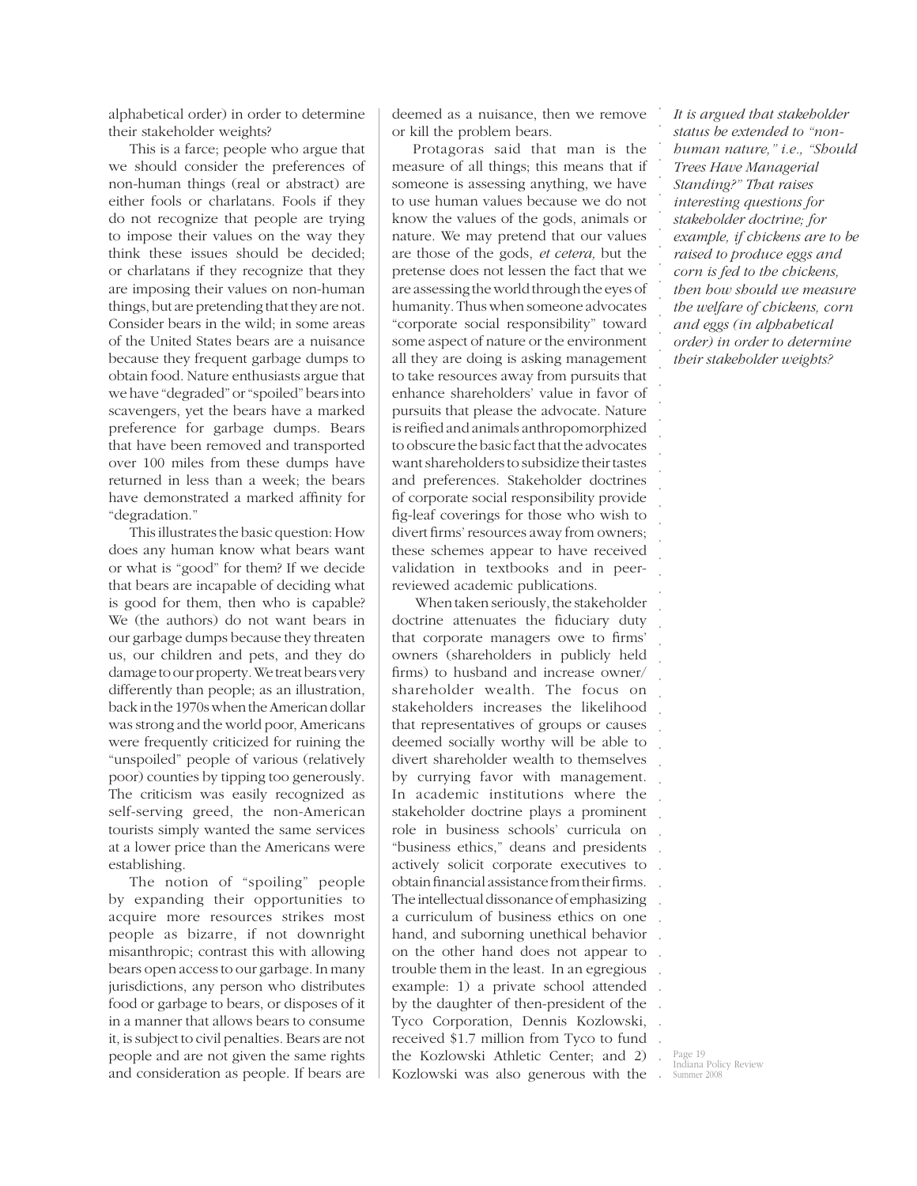alphabetical order) in order to determine their stakeholder weights?

This is a farce; people who argue that we should consider the preferences of non-human things (real or abstract) are either fools or charlatans. Fools if they do not recognize that people are trying to impose their values on the way they think these issues should be decided; or charlatans if they recognize that they are imposing their values on non-human things, but are pretending that they are not. Consider bears in the wild; in some areas of the United States bears are a nuisance because they frequent garbage dumps to obtain food. Nature enthusiasts argue that we have "degraded" or "spoiled" bears into scavengers, yet the bears have a marked preference for garbage dumps. Bears that have been removed and transported over 100 miles from these dumps have returned in less than a week; the bears have demonstrated a marked affinity for "degradation."

This illustrates the basic question: How does any human know what bears want or what is "good" for them? If we decide that bears are incapable of deciding what is good for them, then who is capable? We (the authors) do not want bears in our garbage dumps because they threaten us, our children and pets, and they do damage to our property. We treat bears very differently than people; as an illustration, back in the 1970s when the American dollar was strong and the world poor, Americans were frequently criticized for ruining the "unspoiled" people of various (relatively poor) counties by tipping too generously. The criticism was easily recognized as self-serving greed, the non-American tourists simply wanted the same services at a lower price than the Americans were establishing.

The notion of "spoiling" people by expanding their opportunities to acquire more resources strikes most people as bizarre, if not downright misanthropic; contrast this with allowing bears open access to our garbage. In many jurisdictions, any person who distributes food or garbage to bears, or disposes of it in a manner that allows bears to consume it, is subject to civil penalties. Bears are not people and are not given the same rights and consideration as people. If bears are deemed as a nuisance, then we remove or kill the problem bears.

Protagoras said that man is the measure of all things; this means that if someone is assessing anything, we have to use human values because we do not know the values of the gods, animals or nature. We may pretend that our values are those of the gods, *et cetera,* but the pretense does not lessen the fact that we are assessing the world through the eyes of humanity. Thus when someone advocates "corporate social responsibility" toward some aspect of nature or the environment all they are doing is asking management to take resources away from pursuits that enhance shareholders' value in favor of pursuits that please the advocate. Nature is reified and animals anthropomorphized to obscure the basic fact that the advocates want shareholders to subsidize their tastes and preferences. Stakeholder doctrines of corporate social responsibility provide fig-leaf coverings for those who wish to divert firms' resources away from owners; these schemes appear to have received validation in textbooks and in peer-reviewed academic publications.

When taken seriously, the stakeholder doctrine attenuates the fiduciary duty that corporate managers owe to firms' owners (shareholders in publicly held firms) to husband and increase owner/shareholder wealth. The focus on stakeholders increases the likelihood that representatives of groups or causes deemed socially worthy will be able to divert shareholder wealth to themselves by currying favor with management. In academic institutions where the stakeholder doctrine plays a prominent role in business schools' curricula on "business ethics," deans and presidents actively solicit corporate executives to obtain financial assistance from their firms. The intellectual dissonance of emphasizing a curriculum of business ethics on one hand, and suborning unethical behavior on the other hand does not appear to trouble them in the least. In an egregious example: 1) a private school attended by the daughter of then-president of the Tyco Corporation, Dennis Kozlowski, received $1.7 million from Tyco to fund the Kozlowski Athletic Center; and 2) Kozlowski was also generous with the

*It is argued that stakeholder status be extended to "non-human nature," i.e., "Should Trees Have Managerial Standing?" That raises interesting questions for stakeholder doctrine; for example, if chickens are to be raised to produce eggs and corn is fed to the chickens, then how should we measure the welfare of chickens, corn and eggs (in alphabetical order) in order to determine their stakeholder weights?*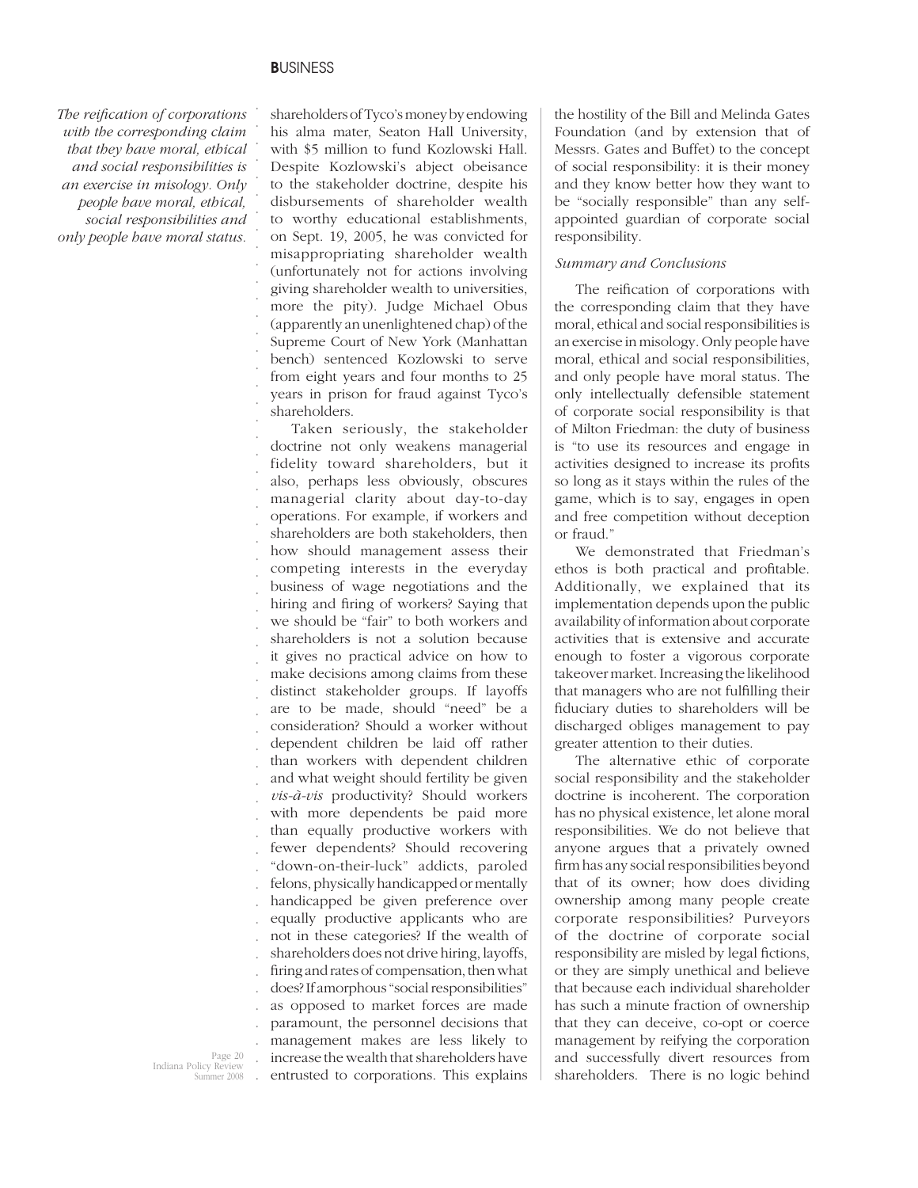*The reification of corporations with the corresponding claim that they have moral, ethical and social responsibilities is an exercise in misology. Only people have moral, ethical, social responsibilities and only people have moral status.*

shareholders of Tyco's money by endowing his alma mater, Seaton Hall University, with $5 million to fund Kozlowski Hall. Despite Kozlowski's abject obeisance to the stakeholder doctrine, despite his disbursements of shareholder wealth to worthy educational establishments, on Sept. 19, 2005, he was convicted for misappropriating shareholder wealth (unfortunately not for actions involving giving shareholder wealth to universities, more the pity). Judge Michael Obus (apparently an unenlightened chap) of the Supreme Court of New York (Manhattan bench) sentenced Kozlowski to serve from eight years and four months to 25 years in prison for fraud against Tyco's shareholders.

Taken seriously, the stakeholder doctrine not only weakens managerial fidelity toward shareholders, but it also, perhaps less obviously, obscures managerial clarity about day-to-day operations. For example, if workers and shareholders are both stakeholders, then how should management assess their competing interests in the everyday business of wage negotiations and the hiring and firing of workers? Saying that we should be "fair" to both workers and shareholders is not a solution because it gives no practical advice on how to make decisions among claims from these distinct stakeholder groups. If layoffs are to be made, should "need" be a consideration? Should a worker without dependent children be laid off rather than workers with dependent children and what weight should fertility be given *vis-à-vis* productivity? Should workers with more dependents be paid more than equally productive workers with fewer dependents? Should recovering "down-on-their-luck" addicts, paroled felons, physically handicapped or mentally handicapped be given preference over equally productive applicants who are not in these categories? If the wealth of shareholders does not drive hiring, layoffs, firing and rates of compensation, then what does? If amorphous "social responsibilities" as opposed to market forces are made paramount, the personnel decisions that management makes are less likely to increase the wealth that shareholders have entrusted to corporations. This explains the hostility of the Bill and Melinda Gates Foundation (and by extension that of Messrs. Gates and Buffet) to the concept of social responsibility: it is their money and they know better how they want to be "socially responsible" than any self-appointed guardian of corporate social responsibility.

*Summary and Conclusions*

The reification of corporations with the corresponding claim that they have moral, ethical and social responsibilities is an exercise in misology. Only people have moral, ethical and social responsibilities, and only people have moral status. The only intellectually defensible statement of corporate social responsibility is that of Milton Friedman: the duty of business is "to use its resources and engage in activities designed to increase its profits so long as it stays within the rules of the game, which is to say, engages in open and free competition without deception or fraud."

We demonstrated that Friedman's ethos is both practical and profitable. Additionally, we explained that its implementation depends upon the public availability of information about corporate activities that is extensive and accurate enough to foster a vigorous corporate takeover market. Increasing the likelihood that managers who are not fulfilling their fiduciary duties to shareholders will be discharged obliges management to pay greater attention to their duties.

The alternative ethic of corporate social responsibility and the stakeholder doctrine is incoherent. The corporation has no physical existence, let alone moral responsibilities. We do not believe that anyone argues that a privately owned firm has any social responsibilities beyond that of its owner; how does dividing ownership among many people create corporate responsibilities? Purveyors of the doctrine of corporate social responsibility are misled by legal fictions, or they are simply unethical and believe that because each individual shareholder has such a minute fraction of ownership that they can deceive, co-opt or coerce management by reifying the corporation and successfully divert resources from shareholders. There is no logic behind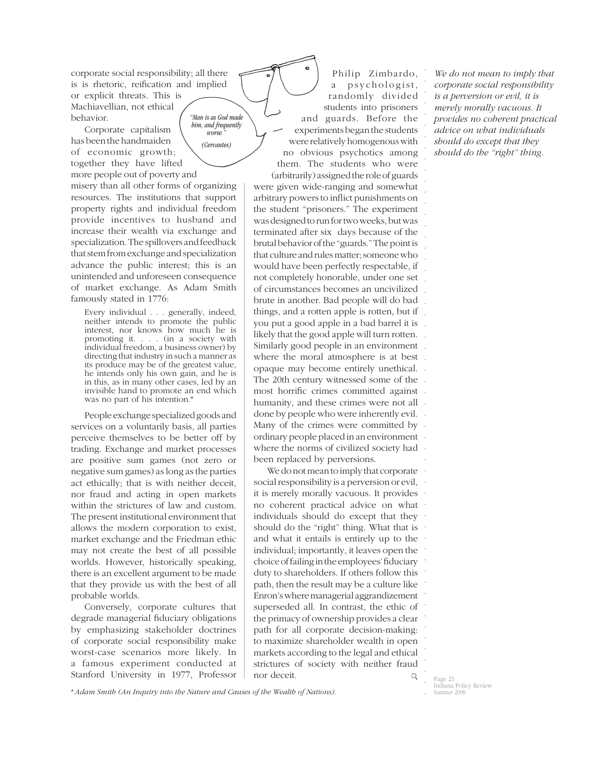corporate social responsibility; all there is is rhetoric, reification and implied or explicit threats. This is Machiavellian, not ethical behavior.

Corporate capitalism has been the handmaiden of economic growth; together they have lifted more people out of poverty and misery than all other forms of organizing resources. The institutions that support property rights and individual freedom provide incentives to husband and increase their wealth via exchange and specialization. The spillovers and feedback that stem from exchange and specialization advance the public interest; this is an unintended and unforeseen consequence of market exchange. As Adam Smith famously stated in 1776:

> Every individual . . . generally, indeed, neither intends to promote the public interest, nor knows how much he is promoting it. . . . (in a society with individual freedom, a business owner) by directing that industry in such a manner as its produce may be of the greatest value, he intends only his own gain, and he is in this, as in many other cases, led by an invisible hand to promote an end which was no part of his intention.*

People exchange specialized goods and services on a voluntarily basis, all parties perceive themselves to be better off by trading. Exchange and market processes are positive sum games (not zero or negative sum games) as long as the parties act ethically; that is with neither deceit, nor fraud and acting in open markets within the strictures of law and custom. The present institutional environment that allows the modern corporation to exist, market exchange and the Friedman ethic may not create the best of all possible worlds. However, historically speaking, there is an excellent argument to be made that they provide us with the best of all probable worlds.

*"Man is as God made him, and frequently worse."*

*(Cervantes)*

Conversely, corporate cultures that degrade managerial fiduciary obligations by emphasizing stakeholder doctrines of corporate social responsibility make worst-case scenarios more likely. In a famous experiment conducted at Stanford University in 1977, Professor Philip Zimbardo, a psychologist, randomly divided students into prisoners and guards. Before the experiments began the students were relatively homogenous with no obvious psychotics among them. The students who were (arbitrarily) assigned the role of guards were given wide-ranging and somewhat arbitrary powers to inflict punishments on the student "prisoners." The experiment was designed to run for two weeks, but was terminated after six days because of the brutal behavior of the "guards." The point is that culture and rules matter; someone who would have been perfectly respectable, if not completely honorable, under one set of circumstances becomes an uncivilized brute in another. Bad people will do bad things, and a rotten apple is rotten, but if you put a good apple in a bad barrel it is likely that the good apple will turn rotten. Similarly good people in an environment where the moral atmosphere is at best opaque may become entirely unethical. The 20th century witnessed some of the most horrific crimes committed against humanity, and these crimes were not all done by people who were inherently evil. Many of the crimes were committed by ordinary people placed in an environment where the norms of civilized society had been replaced by perversions.

We do not mean to imply that corporate social responsibility is a perversion or evil, it is merely morally vacuous. It provides no coherent practical advice on what individuals should do except that they should do the "right" thing. What that is and what it entails is entirely up to the individual; importantly, it leaves open the choice of failing in the employees' fiduciary duty to shareholders. If others follow this path, then the result may be a culture like Enron's where managerial aggrandizement superseded all. In contrast, the ethic of the primacy of ownership provides a clear path for all corporate decision-making: to maximize shareholder wealth in open markets according to the legal and ethical strictures of society with neither fraud nor deceit.

*We do not mean to imply that corporate social responsibility is a perversion or evil, it is merely morally vacuous. It provides no coherent practical advice on what individuals should do except that they should do the "right" thing.*

*\* Adam Smith (An Inquiry into the Nature and Causes of the Wealth of Nations).*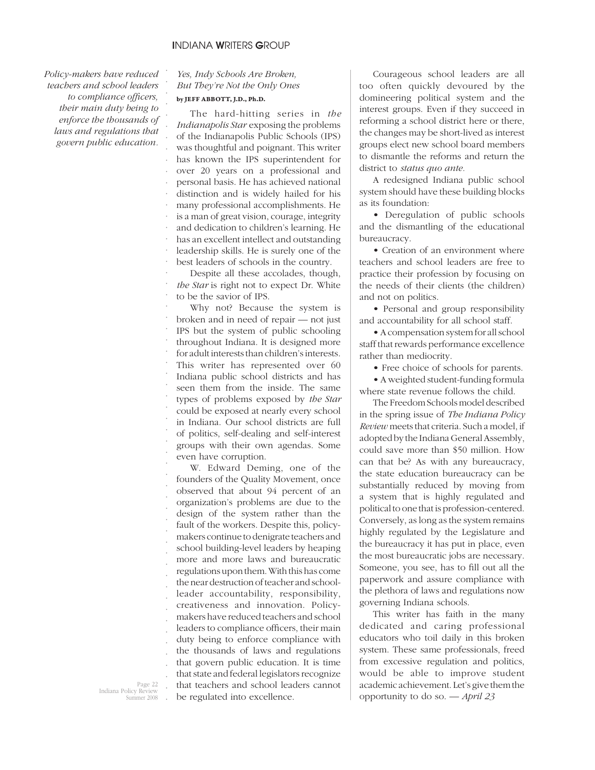*Policy-makers have reduced teachers and school leaders to compliance officers, their main duty being to enforce the thousands of laws and regulations that govern public education.*

## *Yes, Indy Schools Are Broken, But They're Not the Only Ones*

**by JEFF ABBOTT, J.D., Ph.D.**

The hard-hitting series in *the Indianapolis Star* exposing the problems of the Indianapolis Public Schools (IPS) was thoughtful and poignant. This writer has known the IPS superintendent for over 20 years on a professional and personal basis. He has achieved national distinction and is widely hailed for his many professional accomplishments. He is a man of great vision, courage, integrity and dedication to children's learning. He has an excellent intellect and outstanding leadership skills. He is surely one of the best leaders of schools in the country.

Despite all these accolades, though, *the Star* is right not to expect Dr. White to be the savior of IPS.

Why not? Because the system is broken and in need of repair — not just IPS but the system of public schooling throughout Indiana. It is designed more for adult interests than children's interests. This writer has represented over 60 Indiana public school districts and has seen them from the inside. The same types of problems exposed by *the Star* could be exposed at nearly every school in Indiana. Our school districts are full of politics, self-dealing and self-interest groups with their own agendas. Some even have corruption.

W. Edward Deming, one of the founders of the Quality Movement, once observed that about 94 percent of an organization's problems are due to the design of the system rather than the fault of the workers. Despite this, policy-makers continue to denigrate teachers and school building-level leaders by heaping more and more laws and bureaucratic regulations upon them. With this has come the near destruction of teacher and school-leader accountability, responsibility, creativeness and innovation. Policy-makers have reduced teachers and school leaders to compliance officers, their main duty being to enforce compliance with the thousands of laws and regulations that govern public education. It is time that state and federal legislators recognize that teachers and school leaders cannot be regulated into excellence.

Courageous school leaders are all too often quickly devoured by the domineering political system and the interest groups. Even if they succeed in reforming a school district here or there, the changes may be short-lived as interest groups elect new school board members to dismantle the reforms and return the district to *status quo ante*.

A redesigned Indiana public school system should have these building blocks as its foundation:

- Deregulation of public schools and the dismantling of the educational bureaucracy.
- Creation of an environment where teachers and school leaders are free to practice their profession by focusing on the needs of their clients (the children) and not on politics.
- Personal and group responsibility and accountability for all school staff.
- A compensation system for all school staff that rewards performance excellence rather than mediocrity.
- Free choice of schools for parents.
- A weighted student-funding formula where state revenue follows the child.

The Freedom Schools model described in the spring issue of *The Indiana Policy Review* meets that criteria. Such a model, if adopted by the Indiana General Assembly, could save more than $50 million. How can that be? As with any bureaucracy, the state education bureaucracy can be substantially reduced by moving from a system that is highly regulated and political to one that is profession-centered. Conversely, as long as the system remains highly regulated by the Legislature and the bureaucracy it has put in place, even the most bureaucratic jobs are necessary. Someone, you see, has to fill out all the paperwork and assure compliance with the plethora of laws and regulations now governing Indiana schools.

This writer has faith in the many dedicated and caring professional educators who toil daily in this broken system. These same professionals, freed from excessive regulation and politics, would be able to improve student academic achievement. Let's give them the opportunity to do so. — *April 23*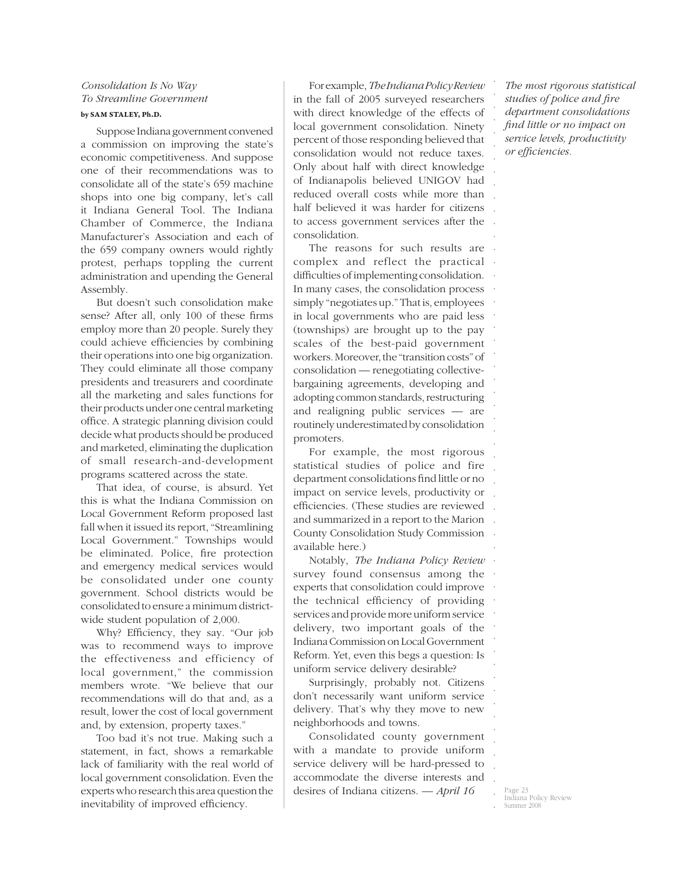## *Consolidation Is No Way To Streamline Government*

**by SAM STALEY, Ph.D.**

Suppose Indiana government convened a commission on improving the state's economic competitiveness. And suppose one of their recommendations was to consolidate all of the state's 659 machine shops into one big company, let's call it Indiana General Tool. The Indiana Chamber of Commerce, the Indiana Manufacturer's Association and each of the 659 company owners would rightly protest, perhaps toppling the current administration and upending the General Assembly.

But doesn't such consolidation make sense? After all, only 100 of these firms employ more than 20 people. Surely they could achieve efficiencies by combining their operations into one big organization. They could eliminate all those company presidents and treasurers and coordinate all the marketing and sales functions for their products under one central marketing office. A strategic planning division could decide what products should be produced and marketed, eliminating the duplication of small research-and-development programs scattered across the state.

That idea, of course, is absurd. Yet this is what the Indiana Commission on Local Government Reform proposed last fall when it issued its report, "Streamlining Local Government." Townships would be eliminated. Police, fire protection and emergency medical services would be consolidated under one county government. School districts would be consolidated to ensure a minimum district-wide student population of 2,000.

Why? Efficiency, they say. "Our job was to recommend ways to improve the effectiveness and efficiency of local government," the commission members wrote. "We believe that our recommendations will do that and, as a result, lower the cost of local government and, by extension, property taxes."

Too bad it's not true. Making such a statement, in fact, shows a remarkable lack of familiarity with the real world of local government consolidation. Even the experts who research this area question the inevitability of improved efficiency.

For example, *The Indiana Policy Review* in the fall of 2005 surveyed researchers with direct knowledge of the effects of local government consolidation. Ninety percent of those responding believed that consolidation would not reduce taxes. Only about half with direct knowledge of Indianapolis believed UNIGOV had reduced overall costs while more than half believed it was harder for citizens to access government services after the consolidation.

The reasons for such results are complex and reflect the practical difficulties of implementing consolidation. In many cases, the consolidation process simply "negotiates up." That is, employees in local governments who are paid less (townships) are brought up to the pay scales of the best-paid government workers. Moreover, the "transition costs" of consolidation — renegotiating collective-bargaining agreements, developing and adopting common standards, restructuring and realigning public services — are routinely underestimated by consolidation promoters.

For example, the most rigorous statistical studies of police and fire department consolidations find little or no impact on service levels, productivity or efficiencies. (These studies are reviewed and summarized in a report to the Marion County Consolidation Study Commission available here.)

*The most rigorous statistical studies of police and fire department consolidations find little or no impact on service levels, productivity or efficiencies.*

Notably, *The Indiana Policy Review* survey found consensus among the experts that consolidation could improve the technical efficiency of providing services and provide more uniform service delivery, two important goals of the Indiana Commission on Local Government Reform. Yet, even this begs a question: Is uniform service delivery desirable?

Surprisingly, probably not. Citizens don't necessarily want uniform service delivery. That's why they move to new neighborhoods and towns.

Consolidated county government with a mandate to provide uniform service delivery will be hard-pressed to accommodate the diverse interests and desires of Indiana citizens. — *April 16*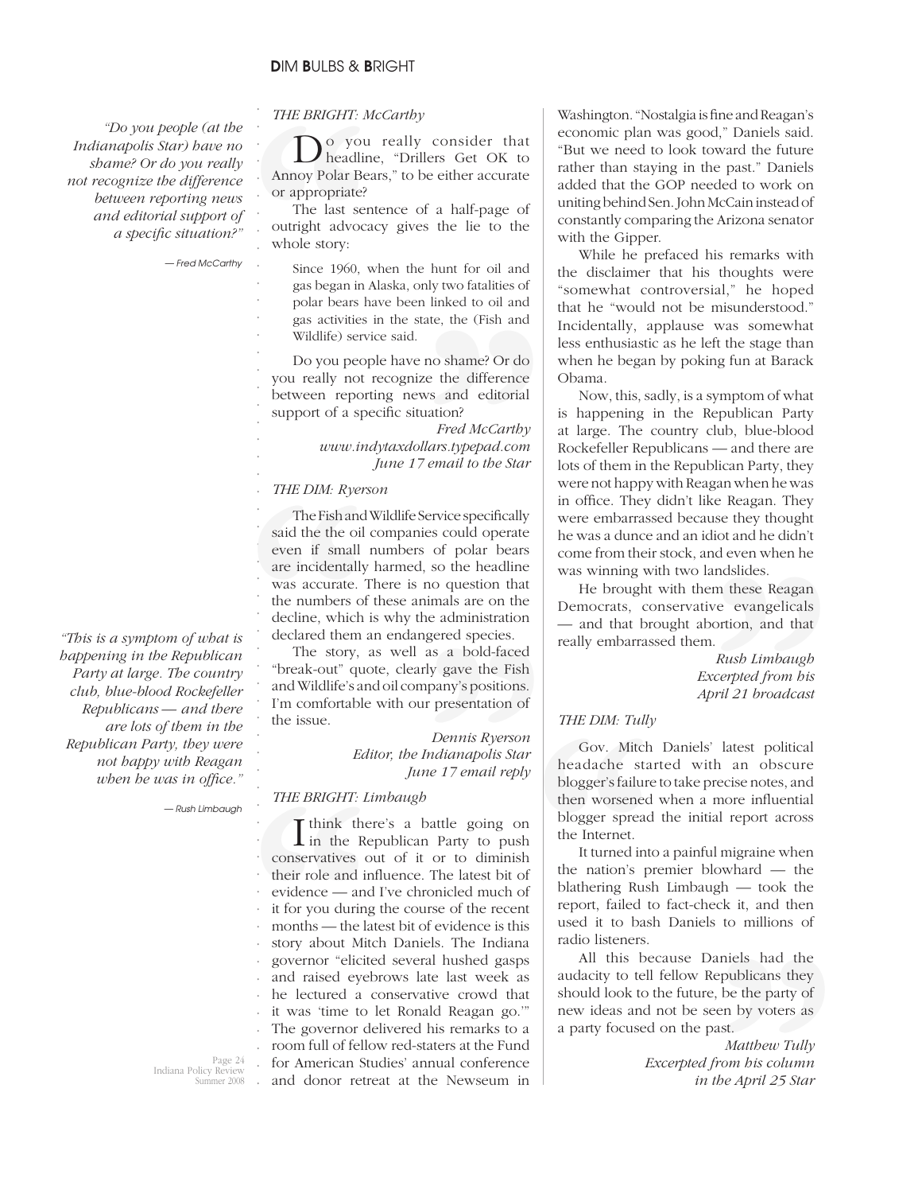*"Do you people (at the Indianapolis Star) have no shame? Or do you really not recognize the difference between reporting news and editorial support of a specific situation?"*

— Fred McCarthy

*THE BRIGHT: McCarthy*

Do you really consider that headline, "Drillers Get OK to Annoy Polar Bears," to be either accurate or appropriate?

The last sentence of a half-page of outright advocacy gives the lie to the whole story:

> Since 1960, when the hunt for oil and gas began in Alaska, only two fatalities of polar bears have been linked to oil and gas activities in the state, the (Fish and Wildlife) service said.

Do you people have no shame? Or do you really not recognize the difference between reporting news and editorial support of a specific situation?

*Fred McCarthy*
*www.indytaxdollars.typepad.com*
*June 17 email to the Star*

*THE DIM: Ryerson*

The Fish and Wildlife Service specifically said the the oil companies could operate even if small numbers of polar bears are incidentally harmed, so the headline was accurate. There is no question that the numbers of these animals are on the decline, which is why the administration declared them an endangered species.

The story, as well as a bold-faced "break-out" quote, clearly gave the Fish and Wildlife's and oil company's positions. I'm comfortable with our presentation of the issue.

*Dennis Ryerson*
*Editor, the Indianapolis Star*
*June 17 email reply*

*"This is a symptom of what is happening in the Republican Party at large. The country club, blue-blood Rockefeller Republicans — and there are lots of them in the Republican Party, they were not happy with Reagan when he was in office."*

— Rush Limbaugh

*THE BRIGHT: Limbaugh*

I think there's a battle going on in the Republican Party to push conservatives out of it or to diminish their role and influence. The latest bit of evidence — and I've chronicled much of it for you during the course of the recent months — the latest bit of evidence is this story about Mitch Daniels. The Indiana governor "elicited several hushed gasps and raised eyebrows late last week as he lectured a conservative crowd that it was 'time to let Ronald Reagan go.'" The governor delivered his remarks to a room full of fellow red-staters at the Fund for American Studies' annual conference and donor retreat at the Newseum in Washington. "Nostalgia is fine and Reagan's economic plan was good," Daniels said. "But we need to look toward the future rather than staying in the past." Daniels added that the GOP needed to work on uniting behind Sen. John McCain instead of constantly comparing the Arizona senator with the Gipper.

While he prefaced his remarks with the disclaimer that his thoughts were "somewhat controversial," he hoped that he "would not be misunderstood." Incidentally, applause was somewhat less enthusiastic as he left the stage than when he began by poking fun at Barack Obama.

Now, this, sadly, is a symptom of what is happening in the Republican Party at large. The country club, blue-blood Rockefeller Republicans — and there are lots of them in the Republican Party, they were not happy with Reagan when he was in office. They didn't like Reagan. They were embarrassed because they thought he was a dunce and an idiot and he didn't come from their stock, and even when he was winning with two landslides.

He brought with them these Reagan Democrats, conservative evangelicals — and that brought abortion, and that really embarrassed them.

*Rush Limbaugh*
*Excerpted from his*
*April 21 broadcast*

*THE DIM: Tully*

Gov. Mitch Daniels' latest political headache started with an obscure blogger's failure to take precise notes, and then worsened when a more influential blogger spread the initial report across the Internet.

It turned into a painful migraine when the nation's premier blowhard — the blathering Rush Limbaugh — took the report, failed to fact-check it, and then used it to bash Daniels to millions of radio listeners.

All this because Daniels had the audacity to tell fellow Republicans they should look to the future, be the party of new ideas and not be seen by voters as a party focused on the past.

*Matthew Tully*
*Excerpted from his column*
*in the April 25 Star*